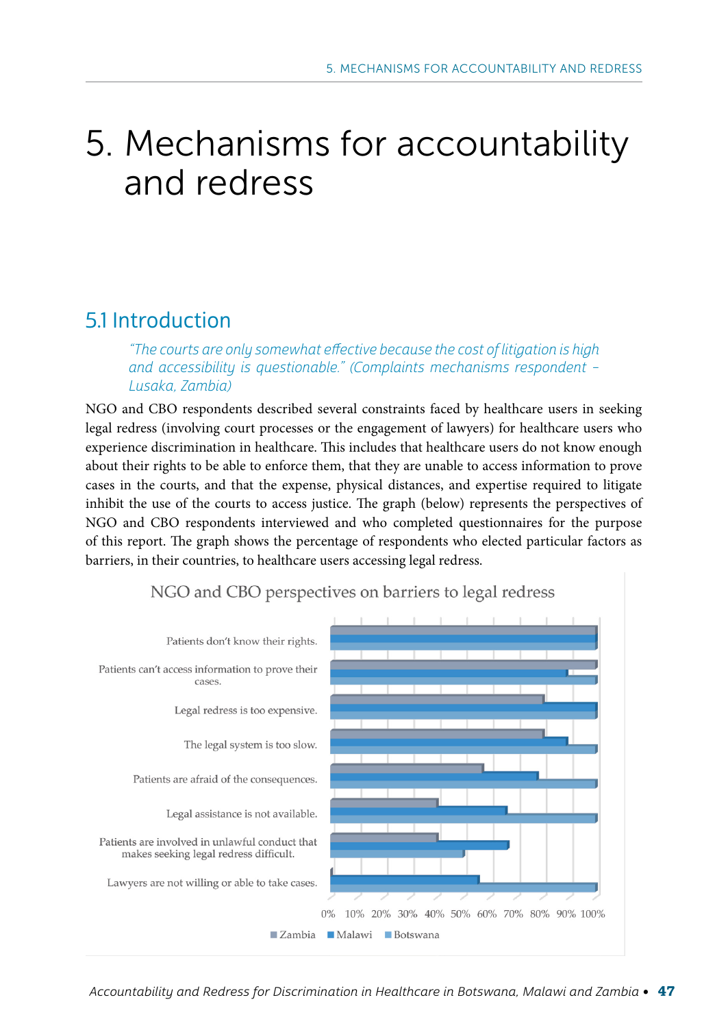# 5. Mechanisms for accountability and redress

## 5.1 Introduction

> *"The courts are only somewhat effective because the cost of litigation is high and accessibility is questionable." (Complaints mechanisms respondent – Lusaka, Zambia)*

NGO and CBO respondents described several constraints faced by healthcare users in seeking legal redress (involving court processes or the engagement of lawyers) for healthcare users who experience discrimination in healthcare. This includes that healthcare users do not know enough about their rights to be able to enforce them, that they are unable to access information to prove cases in the courts, and that the expense, physical distances, and expertise required to litigate inhibit the use of the courts to access justice. The graph (below) represents the perspectives of NGO and CBO respondents interviewed and who completed questionnaires for the purpose of this report. The graph shows the percentage of respondents who elected particular factors as barriers, in their countries, to healthcare users accessing legal redress.

NGO and CBO perspectives on barriers to legal redress

| Barrier | Zambia | Malawi | Botswana |
|---|---|---|---|
| Patients don't know their rights. | 100% | 100% | 100% |
| Patients can't access information to prove their cases. | 100% | 89% | 100% |
| Legal redress is too expensive. | 80% | 100% | 100% |
| The legal system is too slow. | 80% | 89% | 100% |
| Patients are afraid of the consequences. | 57% | 78% | 100% |
| Legal assistance is not available. | 40% | 66% | 100% |
| Patients are involved in unlawful conduct that makes seeking legal redress difficult. | 40% | 67% | 50% |
| Lawyers are not willing or able to take cases. | 0% | 56% | 100% |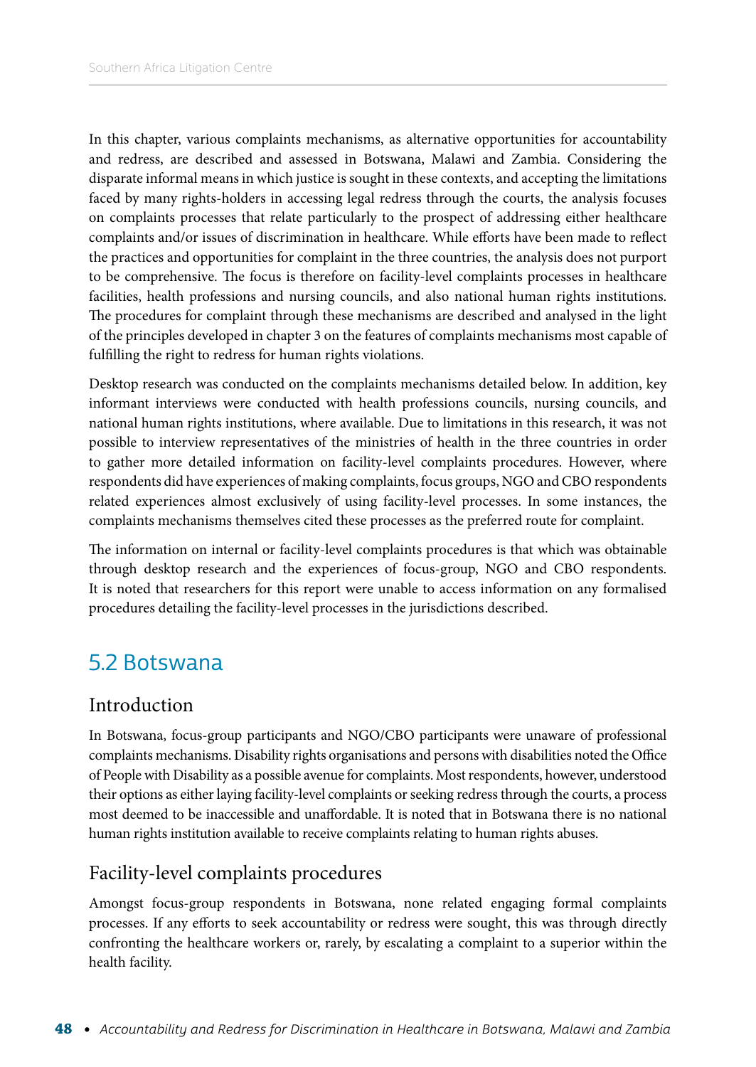In this chapter, various complaints mechanisms, as alternative opportunities for accountability and redress, are described and assessed in Botswana, Malawi and Zambia. Considering the disparate informal means in which justice is sought in these contexts, and accepting the limitations faced by many rights-holders in accessing legal redress through the courts, the analysis focuses on complaints processes that relate particularly to the prospect of addressing either healthcare complaints and/or issues of discrimination in healthcare. While efforts have been made to reflect the practices and opportunities for complaint in the three countries, the analysis does not purport to be comprehensive. The focus is therefore on facility-level complaints processes in healthcare facilities, health professions and nursing councils, and also national human rights institutions. The procedures for complaint through these mechanisms are described and analysed in the light of the principles developed in chapter 3 on the features of complaints mechanisms most capable of fulfilling the right to redress for human rights violations.

Desktop research was conducted on the complaints mechanisms detailed below. In addition, key informant interviews were conducted with health professions councils, nursing councils, and national human rights institutions, where available. Due to limitations in this research, it was not possible to interview representatives of the ministries of health in the three countries in order to gather more detailed information on facility-level complaints procedures. However, where respondents did have experiences of making complaints, focus groups, NGO and CBO respondents related experiences almost exclusively of using facility-level processes. In some instances, the complaints mechanisms themselves cited these processes as the preferred route for complaint.

The information on internal or facility-level complaints procedures is that which was obtainable through desktop research and the experiences of focus-group, NGO and CBO respondents. It is noted that researchers for this report were unable to access information on any formalised procedures detailing the facility-level processes in the jurisdictions described.

## 5.2 Botswana

### Introduction

In Botswana, focus-group participants and NGO/CBO participants were unaware of professional complaints mechanisms. Disability rights organisations and persons with disabilities noted the Office of People with Disability as a possible avenue for complaints. Most respondents, however, understood their options as either laying facility-level complaints or seeking redress through the courts, a process most deemed to be inaccessible and unaffordable. It is noted that in Botswana there is no national human rights institution available to receive complaints relating to human rights abuses.

### Facility-level complaints procedures

Amongst focus-group respondents in Botswana, none related engaging formal complaints processes. If any efforts to seek accountability or redress were sought, this was through directly confronting the healthcare workers or, rarely, by escalating a complaint to a superior within the health facility.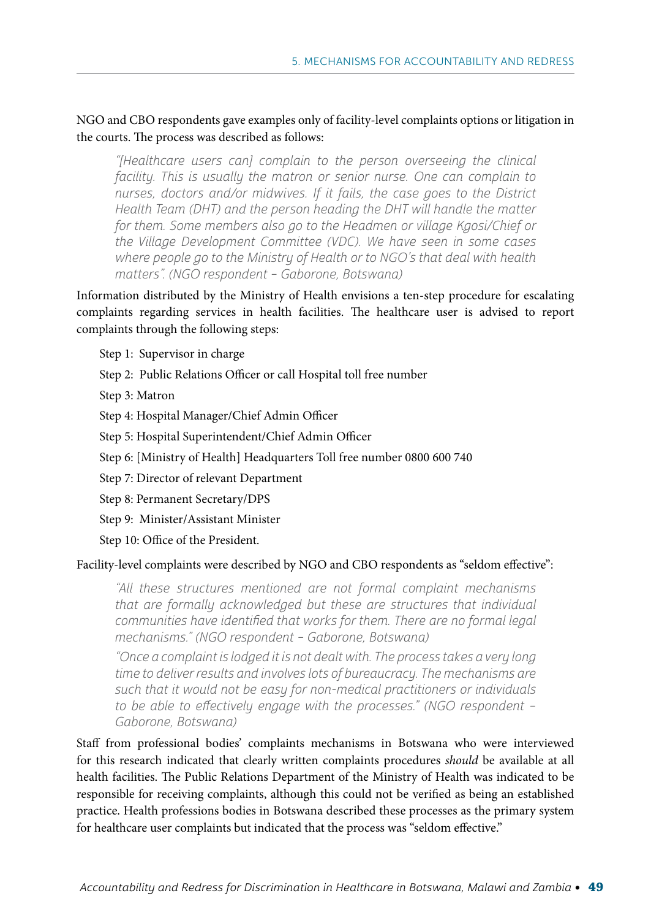NGO and CBO respondents gave examples only of facility-level complaints options or litigation in the courts. The process was described as follows:

> *"[Healthcare users can] complain to the person overseeing the clinical facility. This is usually the matron or senior nurse. One can complain to nurses, doctors and/or midwives. If it fails, the case goes to the District Health Team (DHT) and the person heading the DHT will handle the matter for them. Some members also go to the Headmen or village Kgosi/Chief or the Village Development Committee (VDC). We have seen in some cases where people go to the Ministry of Health or to NGO's that deal with health matters". (NGO respondent – Gaborone, Botswana)*

Information distributed by the Ministry of Health envisions a ten-step procedure for escalating complaints regarding services in health facilities. The healthcare user is advised to report complaints through the following steps:

Step 1: Supervisor in charge

Step 2: Public Relations Officer or call Hospital toll free number

Step 3: Matron

Step 4: Hospital Manager/Chief Admin Officer

Step 5: Hospital Superintendent/Chief Admin Officer

Step 6: [Ministry of Health] Headquarters Toll free number 0800 600 740

Step 7: Director of relevant Department

Step 8: Permanent Secretary/DPS

Step 9: Minister/Assistant Minister

Step 10: Office of the President.

Facility-level complaints were described by NGO and CBO respondents as "seldom effective":

> *"All these structures mentioned are not formal complaint mechanisms that are formally acknowledged but these are structures that individual communities have identified that works for them. There are no formal legal mechanisms." (NGO respondent – Gaborone, Botswana)*
>
> *"Once a complaint is lodged it is not dealt with. The process takes a very long time to deliver results and involves lots of bureaucracy. The mechanisms are such that it would not be easy for non-medical practitioners or individuals to be able to effectively engage with the processes." (NGO respondent – Gaborone, Botswana)*

Staff from professional bodies' complaints mechanisms in Botswana who were interviewed for this research indicated that clearly written complaints procedures *should* be available at all health facilities. The Public Relations Department of the Ministry of Health was indicated to be responsible for receiving complaints, although this could not be verified as being an established practice. Health professions bodies in Botswana described these processes as the primary system for healthcare user complaints but indicated that the process was "seldom effective."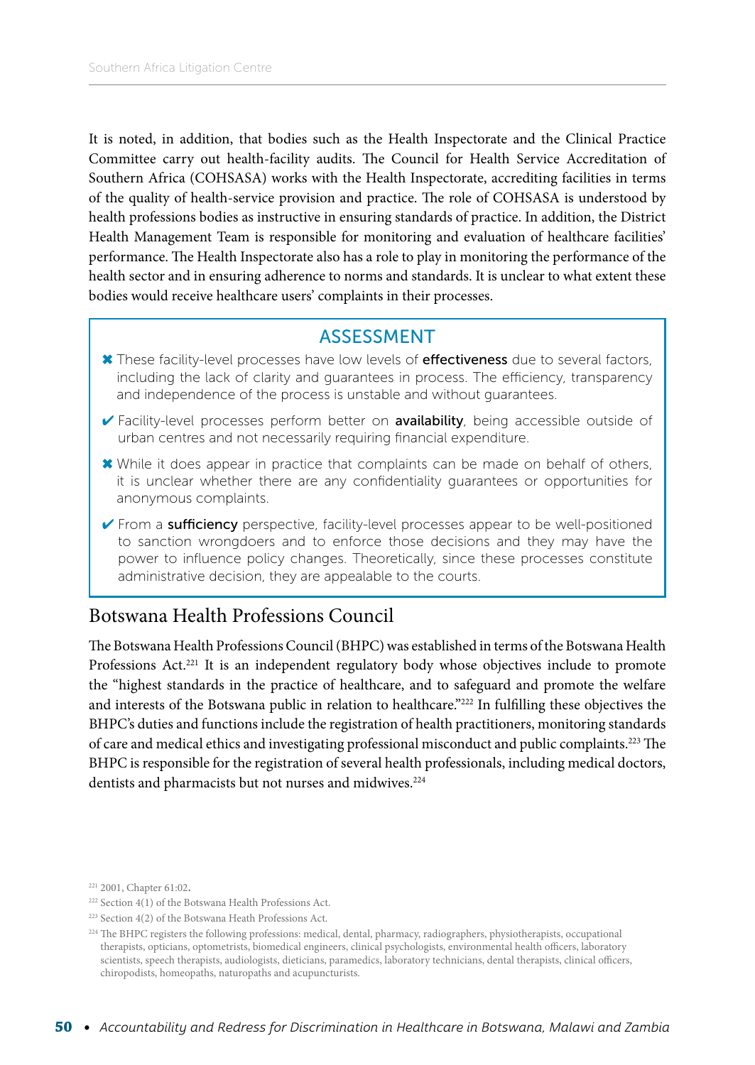It is noted, in addition, that bodies such as the Health Inspectorate and the Clinical Practice Committee carry out health-facility audits. The Council for Health Service Accreditation of Southern Africa (COHSASA) works with the Health Inspectorate, accrediting facilities in terms of the quality of health-service provision and practice. The role of COHSASA is understood by health professions bodies as instructive in ensuring standards of practice. In addition, the District Health Management Team is responsible for monitoring and evaluation of healthcare facilities' performance. The Health Inspectorate also has a role to play in monitoring the performance of the health sector and in ensuring adherence to norms and standards. It is unclear to what extent these bodies would receive healthcare users' complaints in their processes.

### ASSESSMENT

- ✖ These facility-level processes have low levels of **effectiveness** due to several factors, including the lack of clarity and guarantees in process. The efficiency, transparency and independence of the process is unstable and without guarantees.
- ✔ Facility-level processes perform better on **availability**, being accessible outside of urban centres and not necessarily requiring financial expenditure.
- ✖ While it does appear in practice that complaints can be made on behalf of others, it is unclear whether there are any confidentiality guarantees or opportunities for anonymous complaints.
- ✔ From a **sufficiency** perspective, facility-level processes appear to be well-positioned to sanction wrongdoers and to enforce those decisions and they may have the power to influence policy changes. Theoretically, since these processes constitute administrative decision, they are appealable to the courts.

## Botswana Health Professions Council

The Botswana Health Professions Council (BHPC) was established in terms of the Botswana Health Professions Act.[221] It is an independent regulatory body whose objectives include to promote the "highest standards in the practice of healthcare, and to safeguard and promote the welfare and interests of the Botswana public in relation to healthcare."[222] In fulfilling these objectives the BHPC's duties and functions include the registration of health practitioners, monitoring standards of care and medical ethics and investigating professional misconduct and public complaints.[223] The BHPC is responsible for the registration of several health professionals, including medical doctors, dentists and pharmacists but not nurses and midwives.[224]

[221] 2001, Chapter 61:02.

[222] Section 4(1) of the Botswana Health Professions Act.

[223] Section 4(2) of the Botswana Heath Professions Act.

[224] The BHPC registers the following professions: medical, dental, pharmacy, radiographers, physiotherapists, occupational therapists, opticians, optometrists, biomedical engineers, clinical psychologists, environmental health officers, laboratory scientists, speech therapists, audiologists, dieticians, paramedics, laboratory technicians, dental therapists, clinical officers, chiropodists, homeopaths, naturopaths and acupuncturists.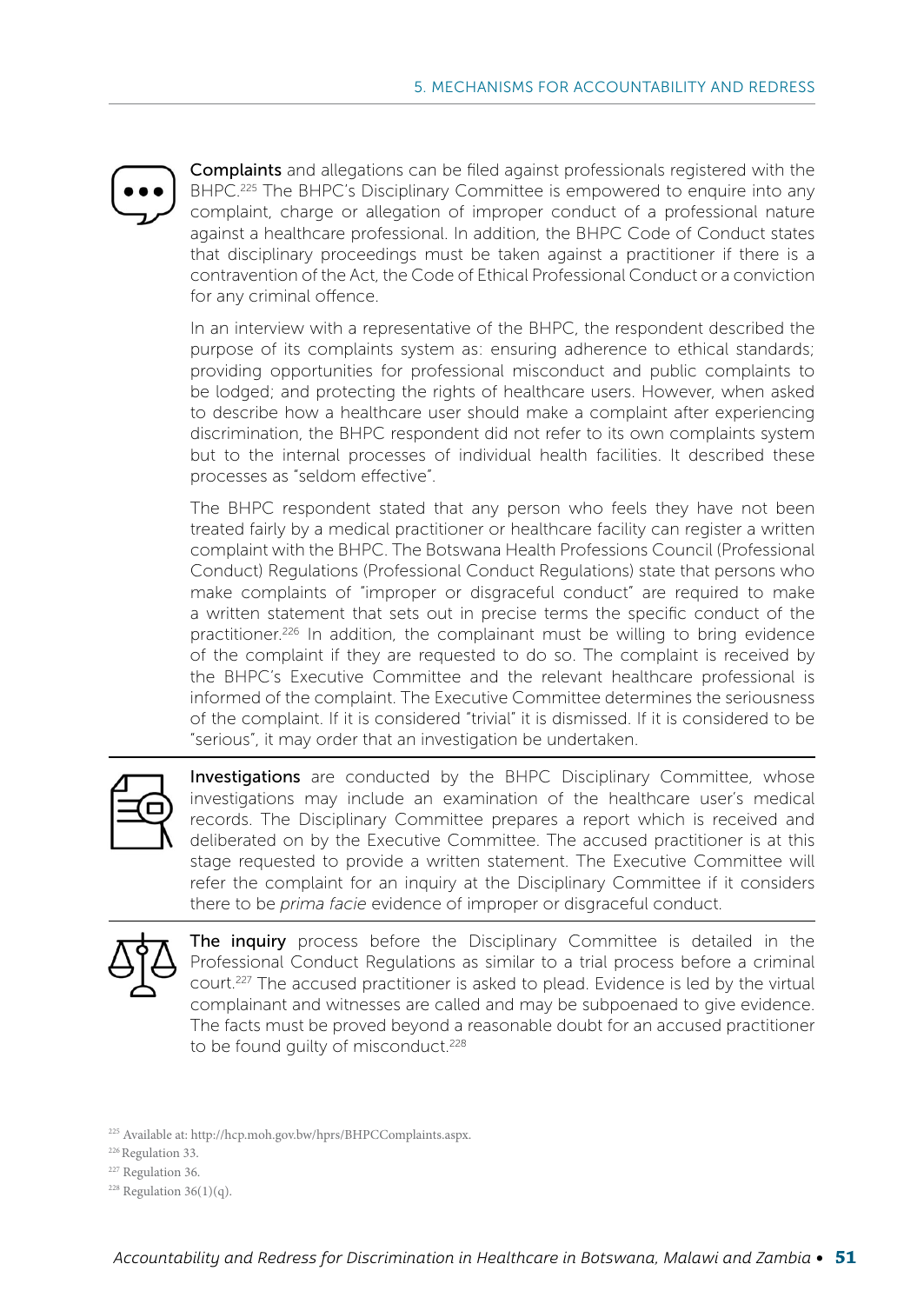**Complaints** and allegations can be filed against professionals registered with the BHPC.[225] The BHPC's Disciplinary Committee is empowered to enquire into any complaint, charge or allegation of improper conduct of a professional nature against a healthcare professional. In addition, the BHPC Code of Conduct states that disciplinary proceedings must be taken against a practitioner if there is a contravention of the Act, the Code of Ethical Professional Conduct or a conviction for any criminal offence.

In an interview with a representative of the BHPC, the respondent described the purpose of its complaints system as: ensuring adherence to ethical standards; providing opportunities for professional misconduct and public complaints to be lodged; and protecting the rights of healthcare users. However, when asked to describe how a healthcare user should make a complaint after experiencing discrimination, the BHPC respondent did not refer to its own complaints system but to the internal processes of individual health facilities. It described these processes as "seldom effective".

The BHPC respondent stated that any person who feels they have not been treated fairly by a medical practitioner or healthcare facility can register a written complaint with the BHPC. The Botswana Health Professions Council (Professional Conduct) Regulations (Professional Conduct Regulations) state that persons who make complaints of "improper or disgraceful conduct" are required to make a written statement that sets out in precise terms the specific conduct of the practitioner.[226] In addition, the complainant must be willing to bring evidence of the complaint if they are requested to do so. The complaint is received by the BHPC's Executive Committee and the relevant healthcare professional is informed of the complaint. The Executive Committee determines the seriousness of the complaint. If it is considered "trivial" it is dismissed. If it is considered to be "serious", it may order that an investigation be undertaken.

**Investigations** are conducted by the BHPC Disciplinary Committee, whose investigations may include an examination of the healthcare user's medical records. The Disciplinary Committee prepares a report which is received and deliberated on by the Executive Committee. The accused practitioner is at this stage requested to provide a written statement. The Executive Committee will refer the complaint for an inquiry at the Disciplinary Committee if it considers there to be *prima facie* evidence of improper or disgraceful conduct.

**The inquiry** process before the Disciplinary Committee is detailed in the Professional Conduct Regulations as similar to a trial process before a criminal court.[227] The accused practitioner is asked to plead. Evidence is led by the virtual complainant and witnesses are called and may be subpoenaed to give evidence. The facts must be proved beyond a reasonable doubt for an accused practitioner to be found guilty of misconduct.[228]

---

[225] Available at: http://hcp.moh.gov.bw/hprs/BHPCComplaints.aspx.

[226] Regulation 33.

[227] Regulation 36.

[228] Regulation 36(1)(q).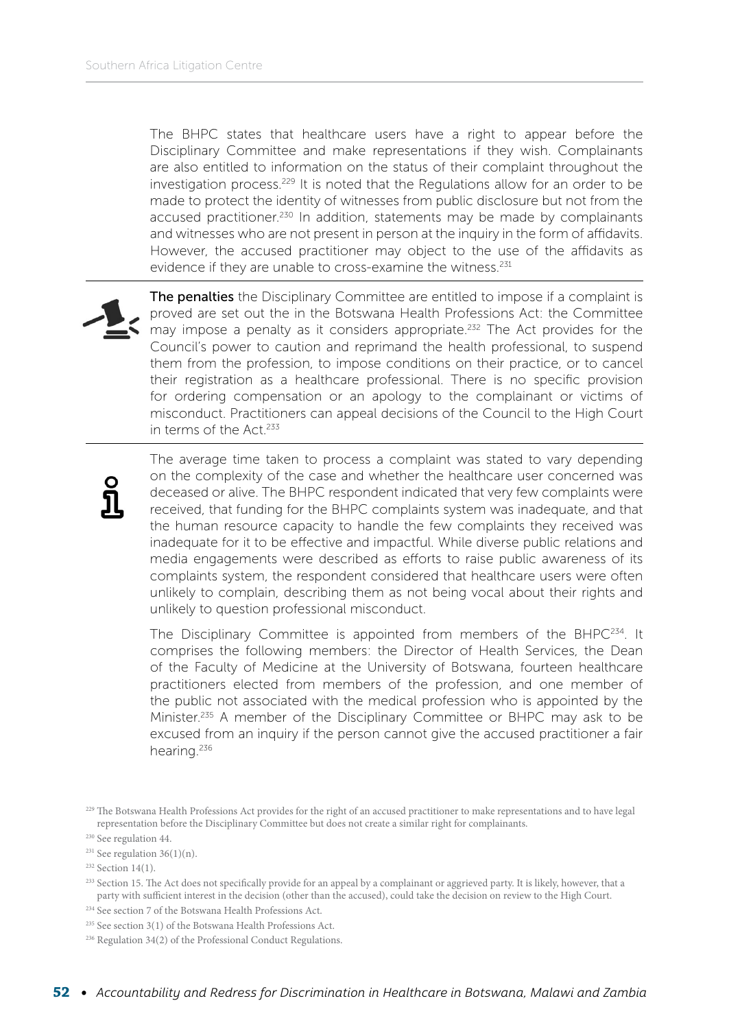The BHPC states that healthcare users have a right to appear before the Disciplinary Committee and make representations if they wish. Complainants are also entitled to information on the status of their complaint throughout the investigation process.[229] It is noted that the Regulations allow for an order to be made to protect the identity of witnesses from public disclosure but not from the accused practitioner.[230] In addition, statements may be made by complainants and witnesses who are not present in person at the inquiry in the form of affidavits. However, the accused practitioner may object to the use of the affidavits as evidence if they are unable to cross-examine the witness.[231]

**The penalties** the Disciplinary Committee are entitled to impose if a complaint is proved are set out the in the Botswana Health Professions Act: the Committee may impose a penalty as it considers appropriate.[232] The Act provides for the Council's power to caution and reprimand the health professional, to suspend them from the profession, to impose conditions on their practice, or to cancel their registration as a healthcare professional. There is no specific provision for ordering compensation or an apology to the complainant or victims of misconduct. Practitioners can appeal decisions of the Council to the High Court in terms of the Act.[233]

The average time taken to process a complaint was stated to vary depending on the complexity of the case and whether the healthcare user concerned was deceased or alive. The BHPC respondent indicated that very few complaints were received, that funding for the BHPC complaints system was inadequate, and that the human resource capacity to handle the few complaints they received was inadequate for it to be effective and impactful. While diverse public relations and media engagements were described as efforts to raise public awareness of its complaints system, the respondent considered that healthcare users were often unlikely to complain, describing them as not being vocal about their rights and unlikely to question professional misconduct.

The Disciplinary Committee is appointed from members of the BHPC[234]. It comprises the following members: the Director of Health Services, the Dean of the Faculty of Medicine at the University of Botswana, fourteen healthcare practitioners elected from members of the profession, and one member of the public not associated with the medical profession who is appointed by the Minister.[235] A member of the Disciplinary Committee or BHPC may ask to be excused from an inquiry if the person cannot give the accused practitioner a fair hearing.[236]

[229] The Botswana Health Professions Act provides for the right of an accused practitioner to make representations and to have legal representation before the Disciplinary Committee but does not create a similar right for complainants.

[230] See regulation 44.

[231] See regulation 36(1)(n).

[232] Section 14(1).

[233] Section 15. The Act does not specifically provide for an appeal by a complainant or aggrieved party. It is likely, however, that a party with sufficient interest in the decision (other than the accused), could take the decision on review to the High Court.

[234] See section 7 of the Botswana Health Professions Act.

[235] See section 3(1) of the Botswana Health Professions Act.

[236] Regulation 34(2) of the Professional Conduct Regulations.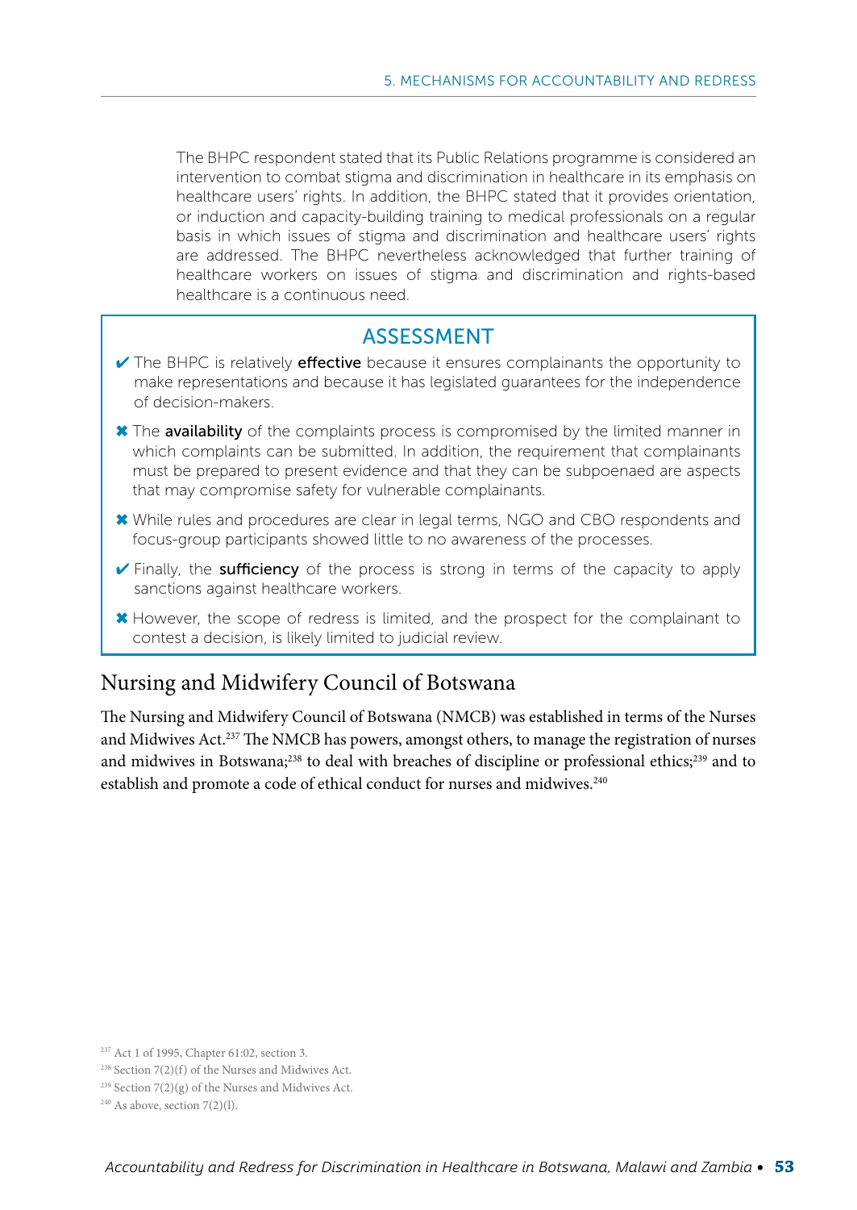The BHPC respondent stated that its Public Relations programme is considered an intervention to combat stigma and discrimination in healthcare in its emphasis on healthcare users' rights. In addition, the BHPC stated that it provides orientation, or induction and capacity-building training to medical professionals on a regular basis in which issues of stigma and discrimination and healthcare users' rights are addressed. The BHPC nevertheless acknowledged that further training of healthcare workers on issues of stigma and discrimination and rights-based healthcare is a continuous need.

### ASSESSMENT

- ✔ The BHPC is relatively **effective** because it ensures complainants the opportunity to make representations and because it has legislated guarantees for the independence of decision-makers.
- ✖ The **availability** of the complaints process is compromised by the limited manner in which complaints can be submitted. In addition, the requirement that complainants must be prepared to present evidence and that they can be subpoenaed are aspects that may compromise safety for vulnerable complainants.
- ✖ While rules and procedures are clear in legal terms, NGO and CBO respondents and focus-group participants showed little to no awareness of the processes.
- ✔ Finally, the **sufficiency** of the process is strong in terms of the capacity to apply sanctions against healthcare workers.
- ✖ However, the scope of redress is limited, and the prospect for the complainant to contest a decision, is likely limited to judicial review.

## Nursing and Midwifery Council of Botswana

The Nursing and Midwifery Council of Botswana (NMCB) was established in terms of the Nurses and Midwives Act.[237] The NMCB has powers, amongst others, to manage the registration of nurses and midwives in Botswana;[238] to deal with breaches of discipline or professional ethics;[239] and to establish and promote a code of ethical conduct for nurses and midwives.[240]

[237] Act 1 of 1995, Chapter 61:02, section 3.
[238] Section 7(2)(f) of the Nurses and Midwives Act.
[239] Section 7(2)(g) of the Nurses and Midwives Act.
[240] As above, section 7(2)(l).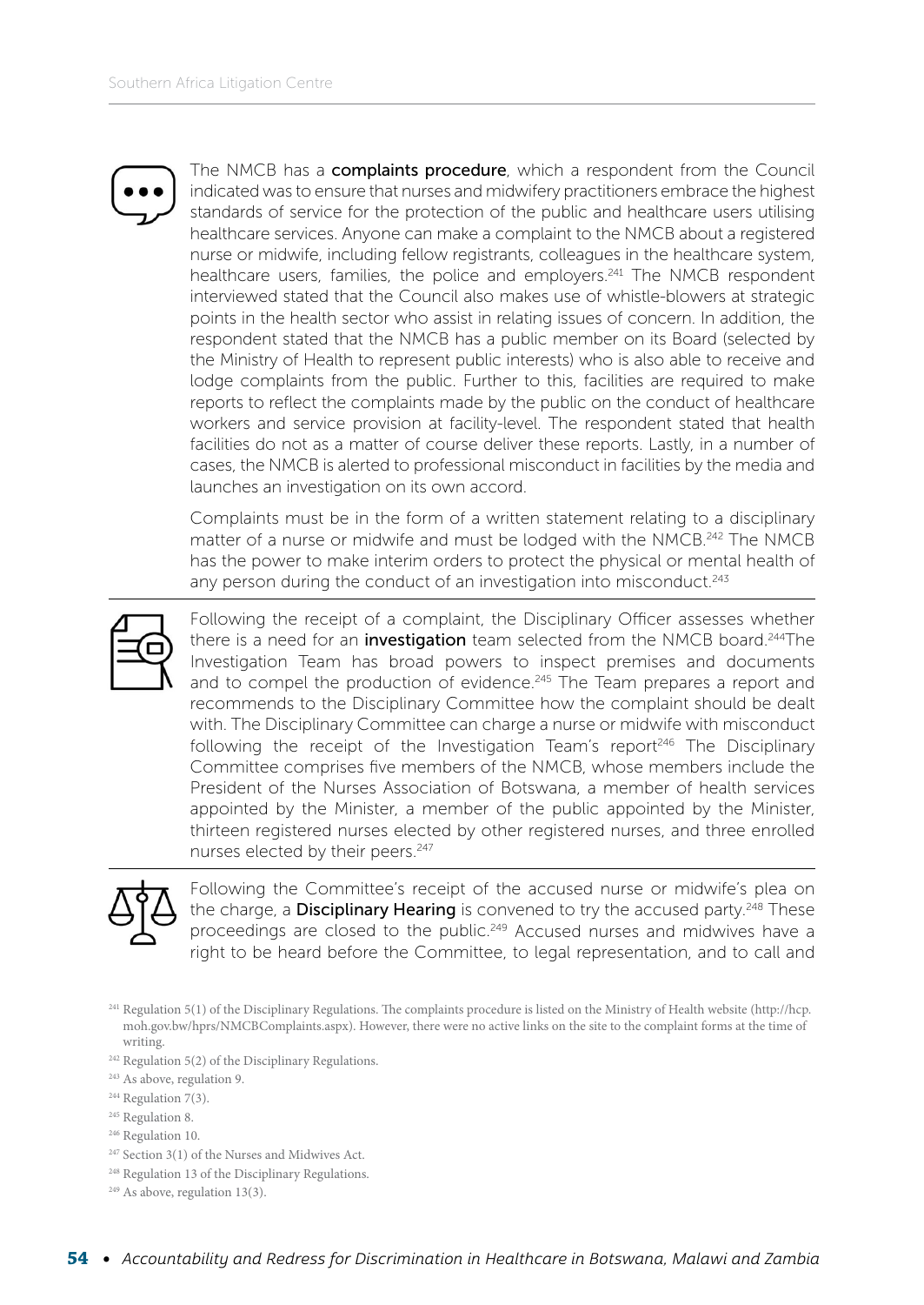The NMCB has a **complaints procedure**, which a respondent from the Council indicated was to ensure that nurses and midwifery practitioners embrace the highest standards of service for the protection of the public and healthcare users utilising healthcare services. Anyone can make a complaint to the NMCB about a registered nurse or midwife, including fellow registrants, colleagues in the healthcare system, healthcare users, families, the police and employers.[241] The NMCB respondent interviewed stated that the Council also makes use of whistle-blowers at strategic points in the health sector who assist in relating issues of concern. In addition, the respondent stated that the NMCB has a public member on its Board (selected by the Ministry of Health to represent public interests) who is also able to receive and lodge complaints from the public. Further to this, facilities are required to make reports to reflect the complaints made by the public on the conduct of healthcare workers and service provision at facility-level. The respondent stated that health facilities do not as a matter of course deliver these reports. Lastly, in a number of cases, the NMCB is alerted to professional misconduct in facilities by the media and launches an investigation on its own accord.

Complaints must be in the form of a written statement relating to a disciplinary matter of a nurse or midwife and must be lodged with the NMCB.[242] The NMCB has the power to make interim orders to protect the physical or mental health of any person during the conduct of an investigation into misconduct.[243]

Following the receipt of a complaint, the Disciplinary Officer assesses whether there is a need for an **investigation** team selected from the NMCB board.[244]The Investigation Team has broad powers to inspect premises and documents and to compel the production of evidence.[245] The Team prepares a report and recommends to the Disciplinary Committee how the complaint should be dealt with. The Disciplinary Committee can charge a nurse or midwife with misconduct following the receipt of the Investigation Team's report[246] The Disciplinary Committee comprises five members of the NMCB, whose members include the President of the Nurses Association of Botswana, a member of health services appointed by the Minister, a member of the public appointed by the Minister, thirteen registered nurses elected by other registered nurses, and three enrolled nurses elected by their peers.[247]

Following the Committee's receipt of the accused nurse or midwife's plea on the charge, a **Disciplinary Hearing** is convened to try the accused party.[248] These proceedings are closed to the public.[249] Accused nurses and midwives have a right to be heard before the Committee, to legal representation, and to call and

[241] Regulation 5(1) of the Disciplinary Regulations. The complaints procedure is listed on the Ministry of Health website (http://hcp.moh.gov.bw/hprs/NMCBComplaints.aspx). However, there were no active links on the site to the complaint forms at the time of writing.

[242] Regulation 5(2) of the Disciplinary Regulations.

[243] As above, regulation 9.

[244] Regulation 7(3).

[245] Regulation 8.

[246] Regulation 10.

[247] Section 3(1) of the Nurses and Midwives Act.

[248] Regulation 13 of the Disciplinary Regulations.

[249] As above, regulation 13(3).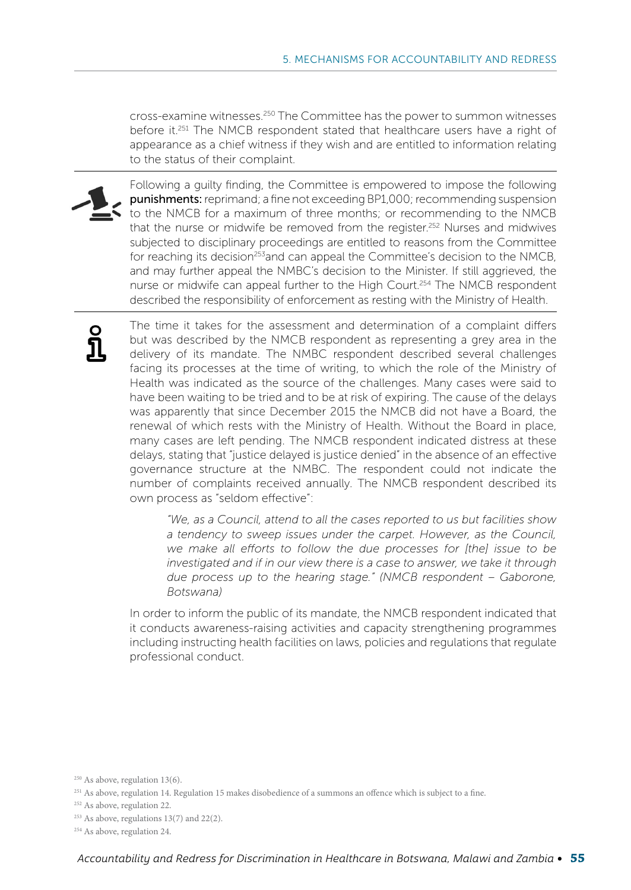cross-examine witnesses.[250] The Committee has the power to summon witnesses before it.[251] The NMCB respondent stated that healthcare users have a right of appearance as a chief witness if they wish and are entitled to information relating to the status of their complaint.

Following a guilty finding, the Committee is empowered to impose the following **punishments:** reprimand; a fine not exceeding BP1,000; recommending suspension to the NMCB for a maximum of three months; or recommending to the NMCB that the nurse or midwife be removed from the register.[252] Nurses and midwives subjected to disciplinary proceedings are entitled to reasons from the Committee for reaching its decision[253]and can appeal the Committee's decision to the NMCB, and may further appeal the NMBC's decision to the Minister. If still aggrieved, the nurse or midwife can appeal further to the High Court.[254] The NMCB respondent described the responsibility of enforcement as resting with the Ministry of Health.

The time it takes for the assessment and determination of a complaint differs but was described by the NMCB respondent as representing a grey area in the delivery of its mandate. The NMBC respondent described several challenges facing its processes at the time of writing, to which the role of the Ministry of Health was indicated as the source of the challenges. Many cases were said to have been waiting to be tried and to be at risk of expiring. The cause of the delays was apparently that since December 2015 the NMCB did not have a Board, the renewal of which rests with the Ministry of Health. Without the Board in place, many cases are left pending. The NMCB respondent indicated distress at these delays, stating that "justice delayed is justice denied" in the absence of an effective governance structure at the NMBC. The respondent could not indicate the number of complaints received annually. The NMCB respondent described its own process as "seldom effective":

> *"We, as a Council, attend to all the cases reported to us but facilities show a tendency to sweep issues under the carpet. However, as the Council, we make all efforts to follow the due processes for [the] issue to be investigated and if in our view there is a case to answer, we take it through due process up to the hearing stage." (NMCB respondent – Gaborone, Botswana)*

In order to inform the public of its mandate, the NMCB respondent indicated that it conducts awareness-raising activities and capacity strengthening programmes including instructing health facilities on laws, policies and regulations that regulate professional conduct.

---

[250] As above, regulation 13(6).

[251] As above, regulation 14. Regulation 15 makes disobedience of a summons an offence which is subject to a fine.

[252] As above, regulation 22.

[253] As above, regulations 13(7) and 22(2).

[254] As above, regulation 24.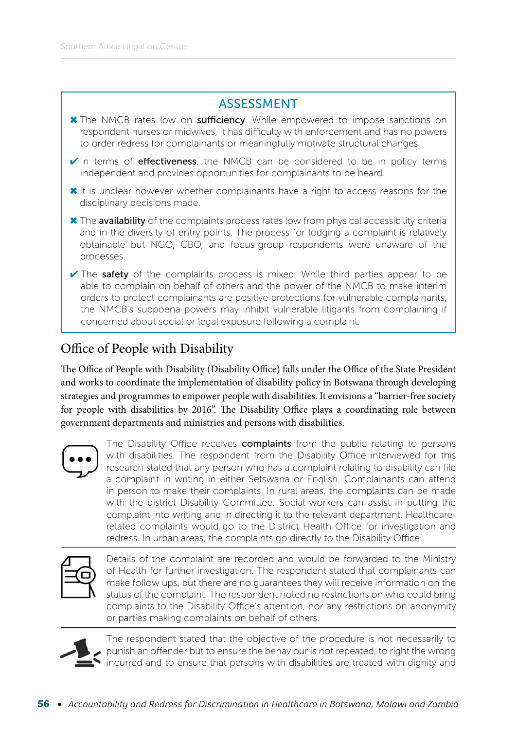## ASSESSMENT

- ✖ The NMCB rates low on **sufficiency**. While empowered to impose sanctions on respondent nurses or midwives, it has difficulty with enforcement and has no powers to order redress for complainants or meaningfully motivate structural changes.
- ✔ In terms of **effectiveness**, the NMCB can be considered to be in policy terms independent and provides opportunities for complainants to be heard.
- ✖ It is unclear however whether complainants have a right to access reasons for the disciplinary decisions made.
- ✖ The **availability** of the complaints process rates low from physical accessibility criteria and in the diversity of entry points. The process for lodging a complaint is relatively obtainable but NGO, CBO, and focus-group respondents were unaware of the processes.
- ✔ The **safety** of the complaints process is mixed. While third parties appear to be able to complain on behalf of others and the power of the NMCB to make interim orders to protect complainants are positive protections for vulnerable complainants, the NMCB's subpoena powers may inhibit vulnerable litigants from complaining if concerned about social or legal exposure following a complaint.

## Office of People with Disability

The Office of People with Disability (Disability Office) falls under the Office of the State President and works to coordinate the implementation of disability policy in Botswana through developing strategies and programmes to empower people with disabilities. It envisions a "barrier-free society for people with disabilities by 2016". The Disability Office plays a coordinating role between government departments and ministries and persons with disabilities.

The Disability Office receives **complaints** from the public relating to persons with disabilities. The respondent from the Disability Office interviewed for this research stated that any person who has a complaint relating to disability can file a complaint in writing in either Setswana or English. Complainants can attend in person to make their complaints. In rural areas, the complaints can be made with the district Disability Committee. Social workers can assist in putting the complaint into writing and in directing it to the relevant department. Healthcare-related complaints would go to the District Health Office for investigation and redress. In urban areas, the complaints go directly to the Disability Office.

Details of the complaint are recorded and would be forwarded to the Ministry of Health for further investigation. The respondent stated that complainants can make follow ups, but there are no guarantees they will receive information on the status of the complaint. The respondent noted no restrictions on who could bring complaints to the Disability Office's attention, nor any restrictions on anonymity or parties making complaints on behalf of others.

The respondent stated that the objective of the procedure is not necessarily to punish an offender but to ensure the behaviour is not repeated, to right the wrong incurred and to ensure that persons with disabilities are treated with dignity and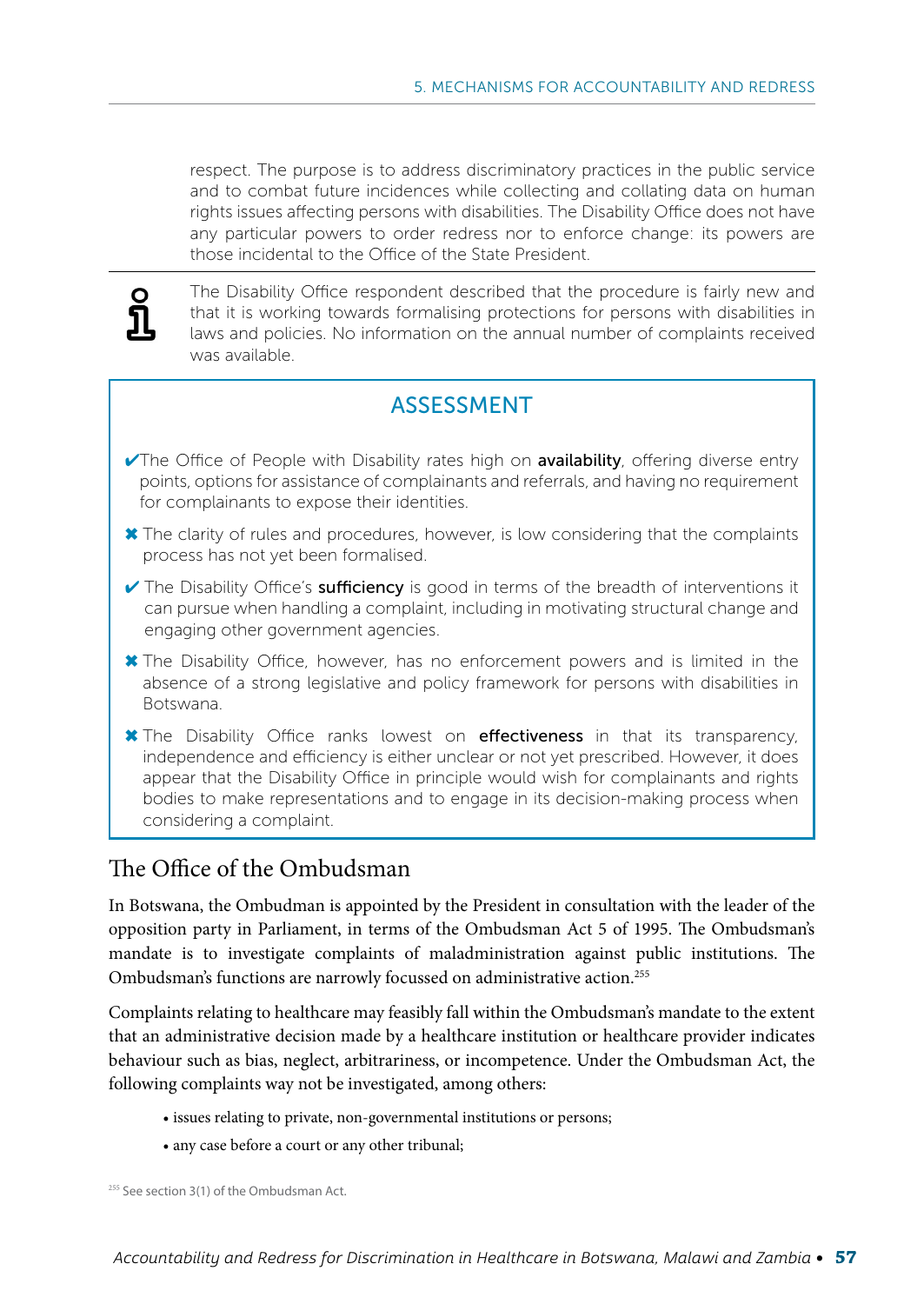respect. The purpose is to address discriminatory practices in the public service and to combat future incidences while collecting and collating data on human rights issues affecting persons with disabilities. The Disability Office does not have any particular powers to order redress nor to enforce change: its powers are those incidental to the Office of the State President.

The Disability Office respondent described that the procedure is fairly new and that it is working towards formalising protections for persons with disabilities in laws and policies. No information on the annual number of complaints received was available.

## ASSESSMENT

✔ The Office of People with Disability rates high on **availability**, offering diverse entry points, options for assistance of complainants and referrals, and having no requirement for complainants to expose their identities.

✖ The clarity of rules and procedures, however, is low considering that the complaints process has not yet been formalised.

✔ The Disability Office's **sufficiency** is good in terms of the breadth of interventions it can pursue when handling a complaint, including in motivating structural change and engaging other government agencies.

✖ The Disability Office, however, has no enforcement powers and is limited in the absence of a strong legislative and policy framework for persons with disabilities in Botswana.

✖ The Disability Office ranks lowest on **effectiveness** in that its transparency, independence and efficiency is either unclear or not yet prescribed. However, it does appear that the Disability Office in principle would wish for complainants and rights bodies to make representations and to engage in its decision-making process when considering a complaint.

## The Office of the Ombudsman

In Botswana, the Ombudman is appointed by the President in consultation with the leader of the opposition party in Parliament, in terms of the Ombudsman Act 5 of 1995. The Ombudsman's mandate is to investigate complaints of maladministration against public institutions. The Ombudsman's functions are narrowly focussed on administrative action.[255]

Complaints relating to healthcare may feasibly fall within the Ombudsman's mandate to the extent that an administrative decision made by a healthcare institution or healthcare provider indicates behaviour such as bias, neglect, arbitrariness, or incompetence. Under the Ombudsman Act, the following complaints way not be investigated, among others:

- issues relating to private, non-governmental institutions or persons;
- any case before a court or any other tribunal;

[255] See section 3(1) of the Ombudsman Act.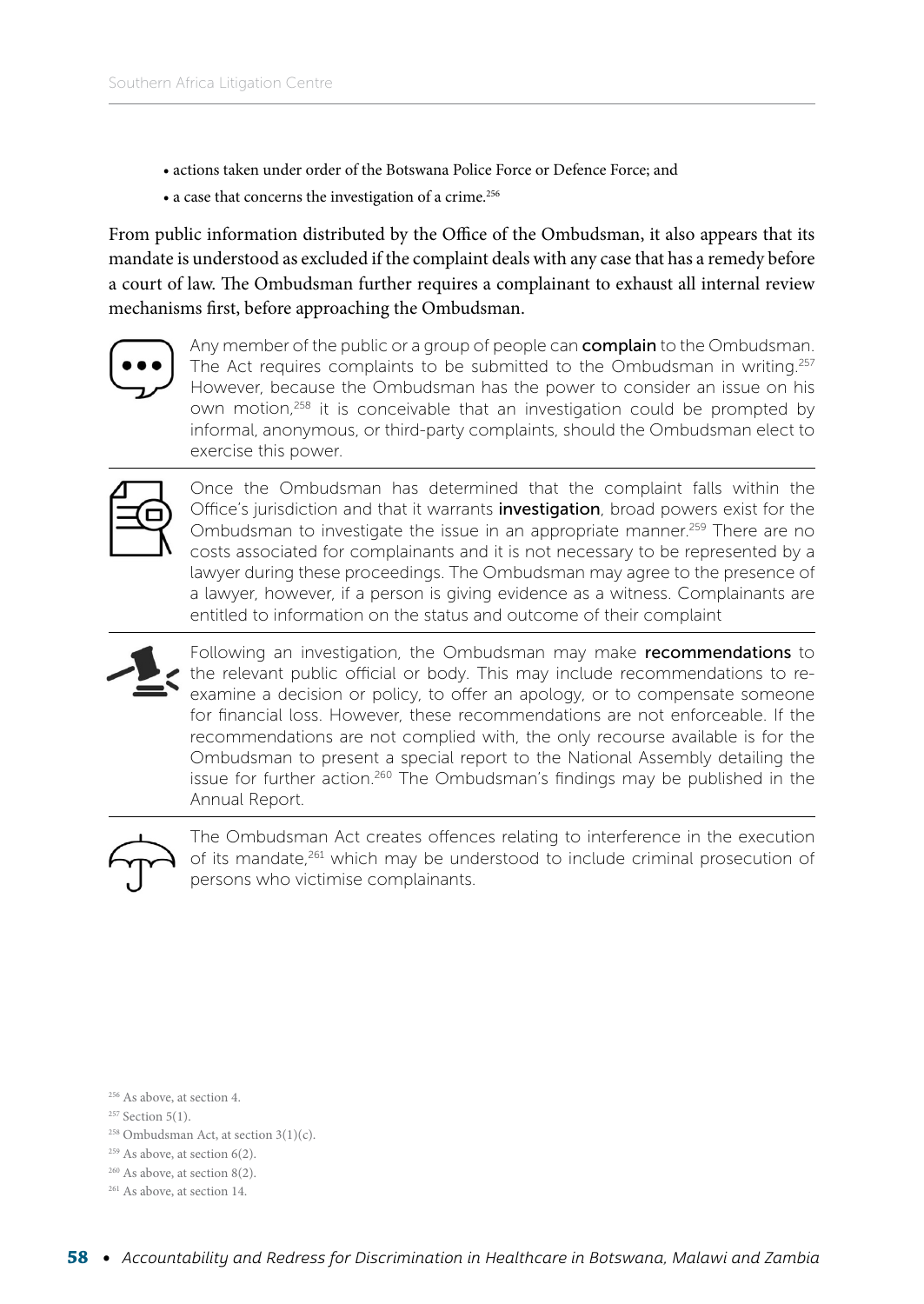- actions taken under order of the Botswana Police Force or Defence Force; and
- a case that concerns the investigation of a crime.[256]

From public information distributed by the Office of the Ombudsman, it also appears that its mandate is understood as excluded if the complaint deals with any case that has a remedy before a court of law. The Ombudsman further requires a complainant to exhaust all internal review mechanisms first, before approaching the Ombudsman.

Any member of the public or a group of people can **complain** to the Ombudsman. The Act requires complaints to be submitted to the Ombudsman in writing.[257] However, because the Ombudsman has the power to consider an issue on his own motion,[258] it is conceivable that an investigation could be prompted by informal, anonymous, or third-party complaints, should the Ombudsman elect to exercise this power.

Once the Ombudsman has determined that the complaint falls within the Office's jurisdiction and that it warrants **investigation**, broad powers exist for the Ombudsman to investigate the issue in an appropriate manner.[259] There are no costs associated for complainants and it is not necessary to be represented by a lawyer during these proceedings. The Ombudsman may agree to the presence of a lawyer, however, if a person is giving evidence as a witness. Complainants are entitled to information on the status and outcome of their complaint

Following an investigation, the Ombudsman may make **recommendations** to the relevant public official or body. This may include recommendations to re-examine a decision or policy, to offer an apology, or to compensate someone for financial loss. However, these recommendations are not enforceable. If the recommendations are not complied with, the only recourse available is for the Ombudsman to present a special report to the National Assembly detailing the issue for further action.[260] The Ombudsman's findings may be published in the Annual Report.

The Ombudsman Act creates offences relating to interference in the execution of its mandate,[261] which may be understood to include criminal prosecution of persons who victimise complainants.

[256] As above, at section 4.
[257] Section 5(1).
[258] Ombudsman Act, at section 3(1)(c).
[259] As above, at section 6(2).
[260] As above, at section 8(2).
[261] As above, at section 14.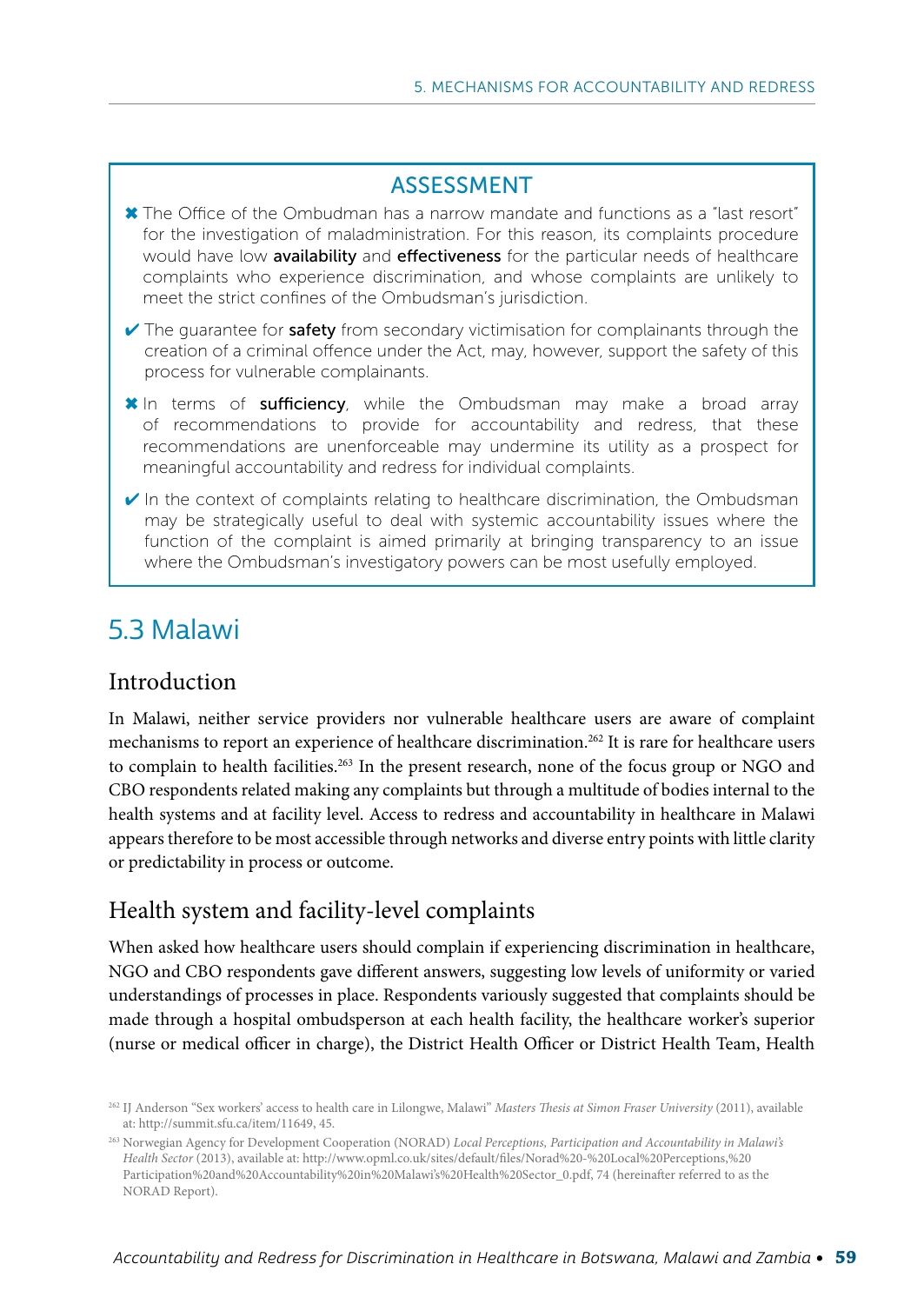## ASSESSMENT

✖ The Office of the Ombudman has a narrow mandate and functions as a "last resort" for the investigation of maladministration. For this reason, its complaints procedure would have low **availability** and **effectiveness** for the particular needs of healthcare complaints who experience discrimination, and whose complaints are unlikely to meet the strict confines of the Ombudsman's jurisdiction.

✔ The guarantee for **safety** from secondary victimisation for complainants through the creation of a criminal offence under the Act, may, however, support the safety of this process for vulnerable complainants.

✖ In terms of **sufficiency**, while the Ombudsman may make a broad array of recommendations to provide for accountability and redress, that these recommendations are unenforceable may undermine its utility as a prospect for meaningful accountability and redress for individual complaints.

✔ In the context of complaints relating to healthcare discrimination, the Ombudsman may be strategically useful to deal with systemic accountability issues where the function of the complaint is aimed primarily at bringing transparency to an issue where the Ombudsman's investigatory powers can be most usefully employed.

## 5.3 Malawi

### Introduction

In Malawi, neither service providers nor vulnerable healthcare users are aware of complaint mechanisms to report an experience of healthcare discrimination.[262] It is rare for healthcare users to complain to health facilities.[263] In the present research, none of the focus group or NGO and CBO respondents related making any complaints but through a multitude of bodies internal to the health systems and at facility level. Access to redress and accountability in healthcare in Malawi appears therefore to be most accessible through networks and diverse entry points with little clarity or predictability in process or outcome.

### Health system and facility-level complaints

When asked how healthcare users should complain if experiencing discrimination in healthcare, NGO and CBO respondents gave different answers, suggesting low levels of uniformity or varied understandings of processes in place. Respondents variously suggested that complaints should be made through a hospital ombudsperson at each health facility, the healthcare worker's superior (nurse or medical officer in charge), the District Health Officer or District Health Team, Health

[262] IJ Anderson "Sex workers' access to health care in Lilongwe, Malawi" *Masters Thesis at Simon Fraser University* (2011), available at: http://summit.sfu.ca/item/11649, 45.

[263] Norwegian Agency for Development Cooperation (NORAD) *Local Perceptions, Participation and Accountability in Malawi's Health Sector* (2013), available at: http://www.opml.co.uk/sites/default/files/Norad%20-%20Local%20Perceptions,%20Participation%20and%20Accountability%20in%20Malawi's%20Health%20Sector_0.pdf, 74 (hereinafter referred to as the NORAD Report).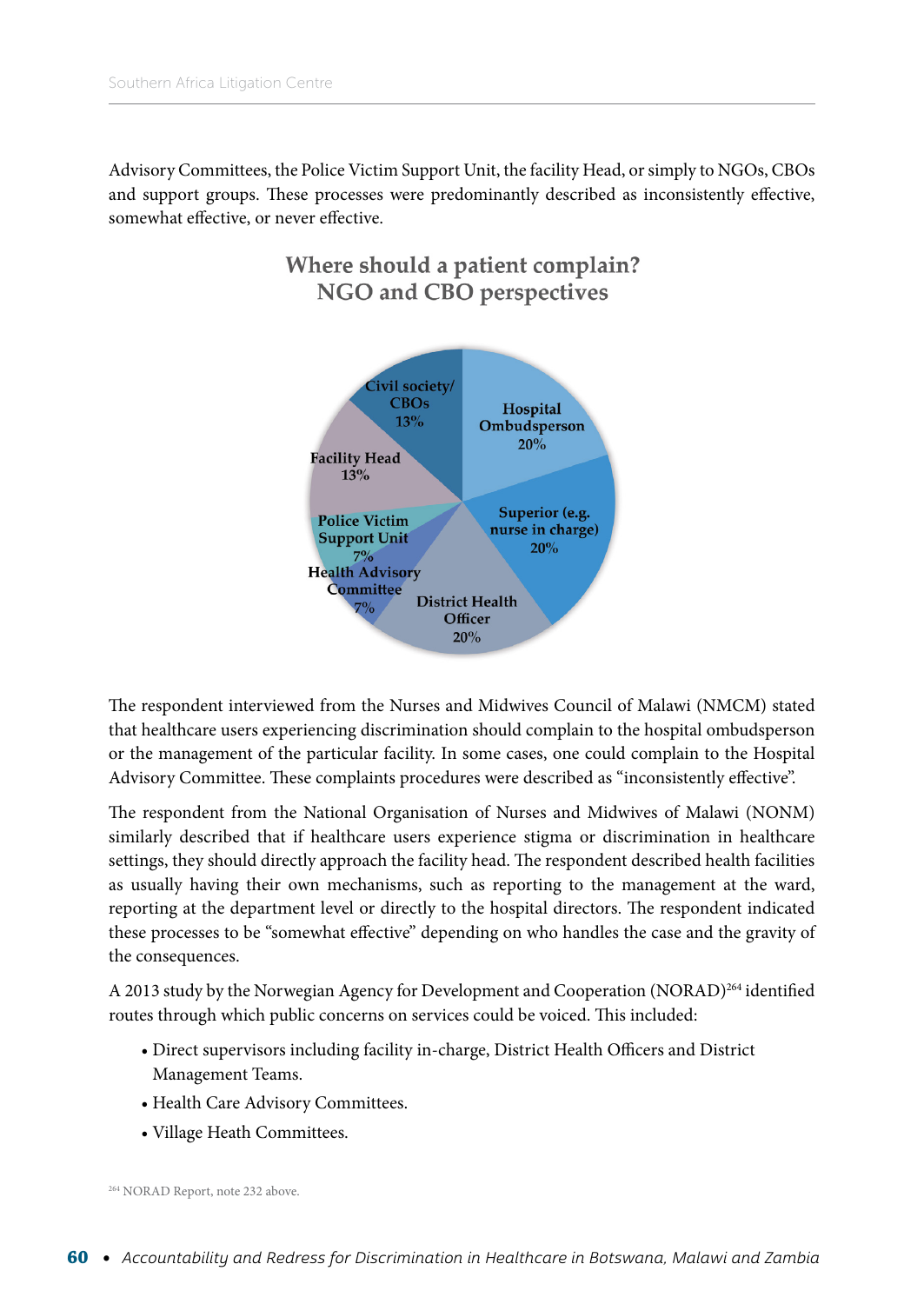Advisory Committees, the Police Victim Support Unit, the facility Head, or simply to NGOs, CBOs and support groups. These processes were predominantly described as inconsistently effective, somewhat effective, or never effective.

**Where should a patient complain? NGO and CBO perspectives**

- Hospital Ombudsperson 20%
- Superior (e.g. nurse in charge) 20%
- District Health Officer 20%
- Health Advisory Committee 7%
- Police Victim Support Unit 7%
- Facility Head 13%
- Civil society/ CBOs 13%

The respondent interviewed from the Nurses and Midwives Council of Malawi (NMCM) stated that healthcare users experiencing discrimination should complain to the hospital ombudsperson or the management of the particular facility. In some cases, one could complain to the Hospital Advisory Committee. These complaints procedures were described as "inconsistently effective".

The respondent from the National Organisation of Nurses and Midwives of Malawi (NONM) similarly described that if healthcare users experience stigma or discrimination in healthcare settings, they should directly approach the facility head. The respondent described health facilities as usually having their own mechanisms, such as reporting to the management at the ward, reporting at the department level or directly to the hospital directors. The respondent indicated these processes to be "somewhat effective" depending on who handles the case and the gravity of the consequences.

A 2013 study by the Norwegian Agency for Development and Cooperation (NORAD)[264] identified routes through which public concerns on services could be voiced. This included:

- Direct supervisors including facility in-charge, District Health Officers and District Management Teams.
- Health Care Advisory Committees.
- Village Heath Committees.

[264] NORAD Report, note 232 above.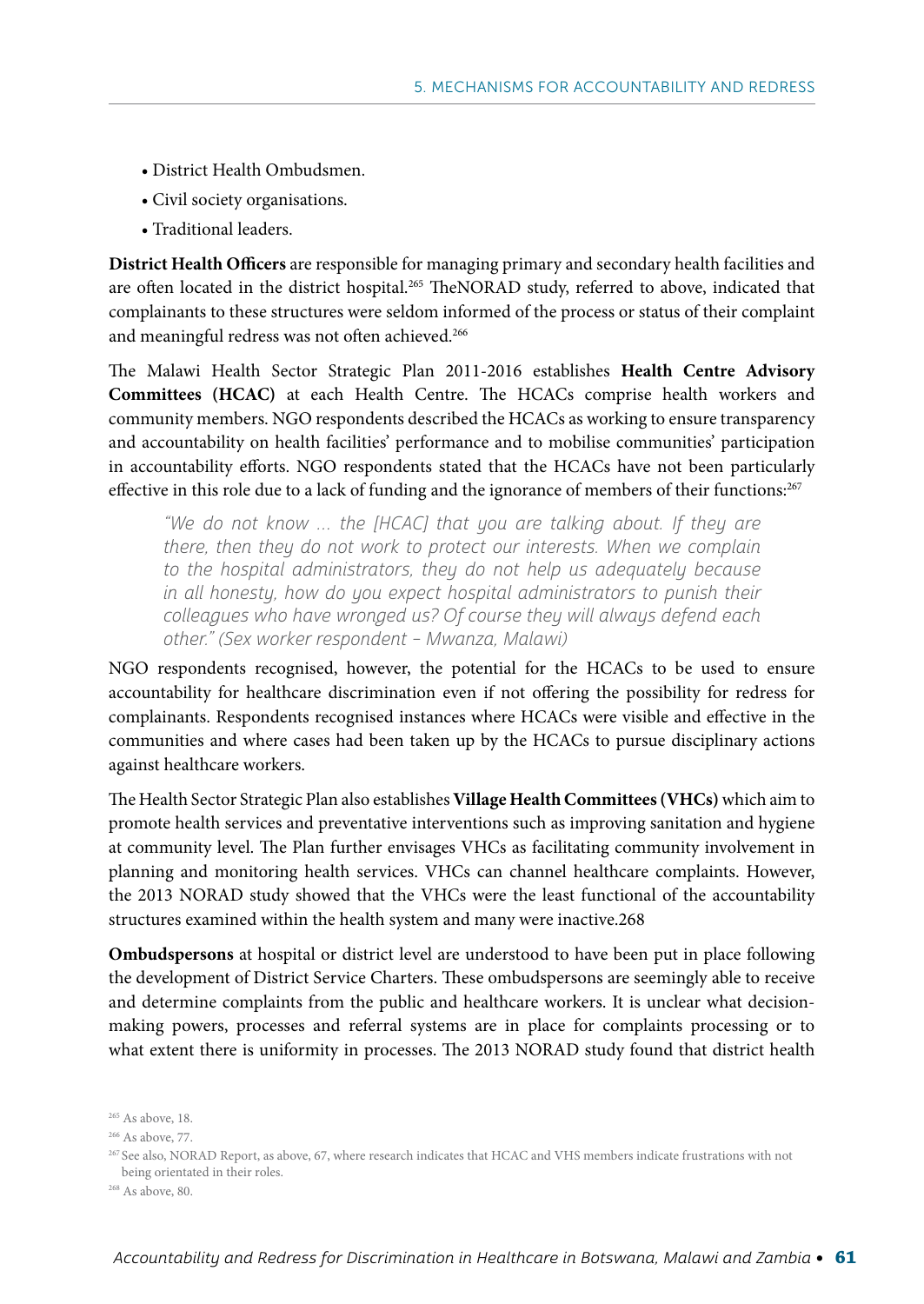- District Health Ombudsmen.
- Civil society organisations.
- Traditional leaders.

**District Health Officers** are responsible for managing primary and secondary health facilities and are often located in the district hospital.[265] TheNORAD study, referred to above, indicated that complainants to these structures were seldom informed of the process or status of their complaint and meaningful redress was not often achieved.[266]

The Malawi Health Sector Strategic Plan 2011-2016 establishes **Health Centre Advisory Committees (HCAC)** at each Health Centre. The HCACs comprise health workers and community members. NGO respondents described the HCACs as working to ensure transparency and accountability on health facilities' performance and to mobilise communities' participation in accountability efforts. NGO respondents stated that the HCACs have not been particularly effective in this role due to a lack of funding and the ignorance of members of their functions:[267]

> *"We do not know … the [HCAC] that you are talking about. If they are there, then they do not work to protect our interests. When we complain to the hospital administrators, they do not help us adequately because in all honesty, how do you expect hospital administrators to punish their colleagues who have wronged us? Of course they will always defend each other." (Sex worker respondent – Mwanza, Malawi)*

NGO respondents recognised, however, the potential for the HCACs to be used to ensure accountability for healthcare discrimination even if not offering the possibility for redress for complainants. Respondents recognised instances where HCACs were visible and effective in the communities and where cases had been taken up by the HCACs to pursue disciplinary actions against healthcare workers.

The Health Sector Strategic Plan also establishes **Village Health Committees (VHCs)** which aim to promote health services and preventative interventions such as improving sanitation and hygiene at community level. The Plan further envisages VHCs as facilitating community involvement in planning and monitoring health services. VHCs can channel healthcare complaints. However, the 2013 NORAD study showed that the VHCs were the least functional of the accountability structures examined within the health system and many were inactive.268

**Ombudspersons** at hospital or district level are understood to have been put in place following the development of District Service Charters. These ombudspersons are seemingly able to receive and determine complaints from the public and healthcare workers. It is unclear what decision-making powers, processes and referral systems are in place for complaints processing or to what extent there is uniformity in processes. The 2013 NORAD study found that district health

[265] As above, 18.

[266] As above, 77.

[267] See also, NORAD Report, as above, 67, where research indicates that HCAC and VHS members indicate frustrations with not being orientated in their roles.

[268] As above, 80.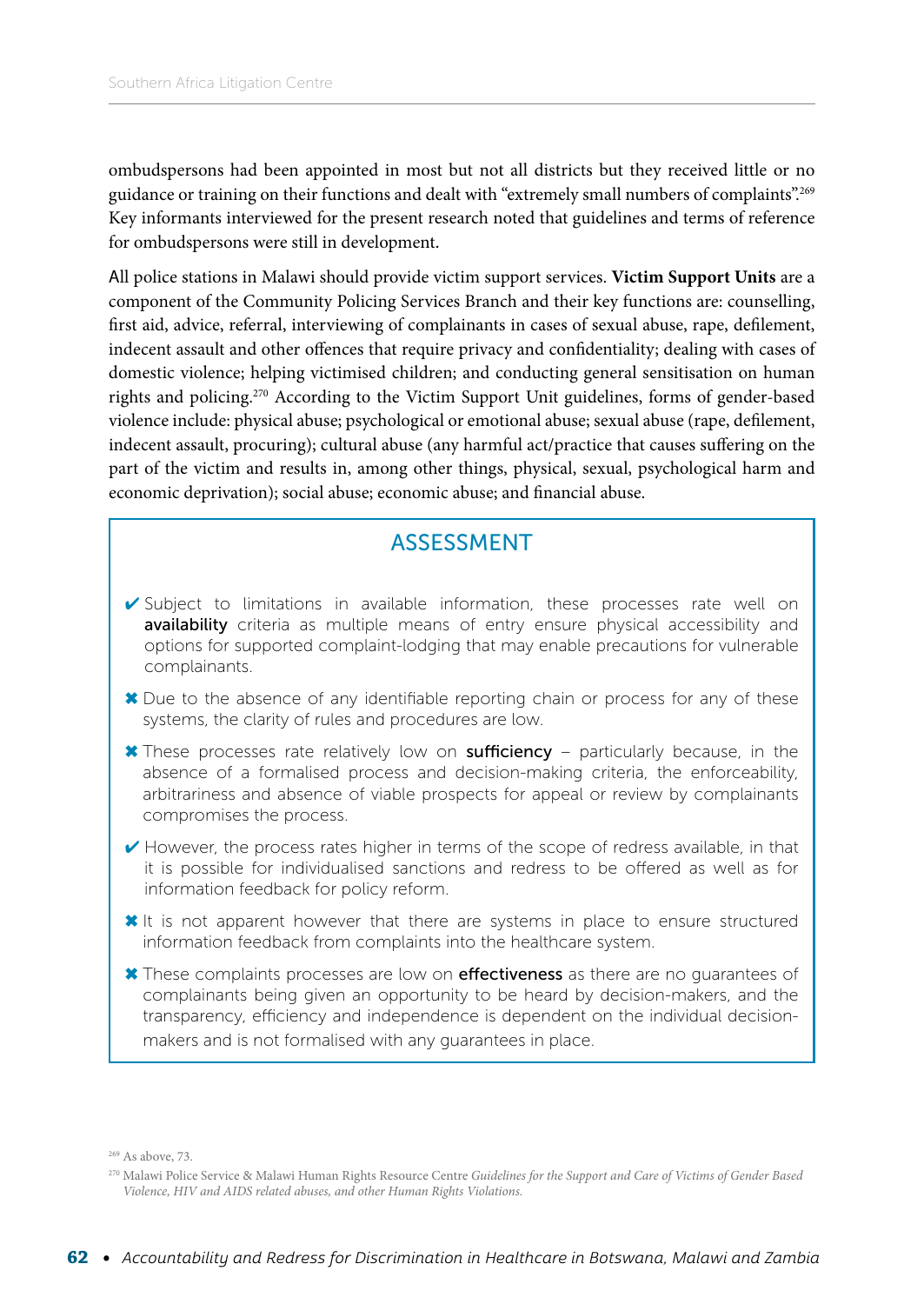ombudspersons had been appointed in most but not all districts but they received little or no guidance or training on their functions and dealt with "extremely small numbers of complaints".[269] Key informants interviewed for the present research noted that guidelines and terms of reference for ombudspersons were still in development.

All police stations in Malawi should provide victim support services. **Victim Support Units** are a component of the Community Policing Services Branch and their key functions are: counselling, first aid, advice, referral, interviewing of complainants in cases of sexual abuse, rape, defilement, indecent assault and other offences that require privacy and confidentiality; dealing with cases of domestic violence; helping victimised children; and conducting general sensitisation on human rights and policing.[270] According to the Victim Support Unit guidelines, forms of gender-based violence include: physical abuse; psychological or emotional abuse; sexual abuse (rape, defilement, indecent assault, procuring); cultural abuse (any harmful act/practice that causes suffering on the part of the victim and results in, among other things, physical, sexual, psychological harm and economic deprivation); social abuse; economic abuse; and financial abuse.

## ASSESSMENT

- ✔ Subject to limitations in available information, these processes rate well on **availability** criteria as multiple means of entry ensure physical accessibility and options for supported complaint-lodging that may enable precautions for vulnerable complainants.
- ✖ Due to the absence of any identifiable reporting chain or process for any of these systems, the clarity of rules and procedures are low.
- ✖ These processes rate relatively low on **sufficiency** – particularly because, in the absence of a formalised process and decision-making criteria, the enforceability, arbitrariness and absence of viable prospects for appeal or review by complainants compromises the process.
- ✔ However, the process rates higher in terms of the scope of redress available, in that it is possible for individualised sanctions and redress to be offered as well as for information feedback for policy reform.
- ✖ It is not apparent however that there are systems in place to ensure structured information feedback from complaints into the healthcare system.
- ✖ These complaints processes are low on **effectiveness** as there are no guarantees of complainants being given an opportunity to be heard by decision-makers, and the transparency, efficiency and independence is dependent on the individual decision-makers and is not formalised with any guarantees in place.

---

[269] As above, 73.

[270] Malawi Police Service & Malawi Human Rights Resource Centre *Guidelines for the Support and Care of Victims of Gender Based Violence, HIV and AIDS related abuses, and other Human Rights Violations.*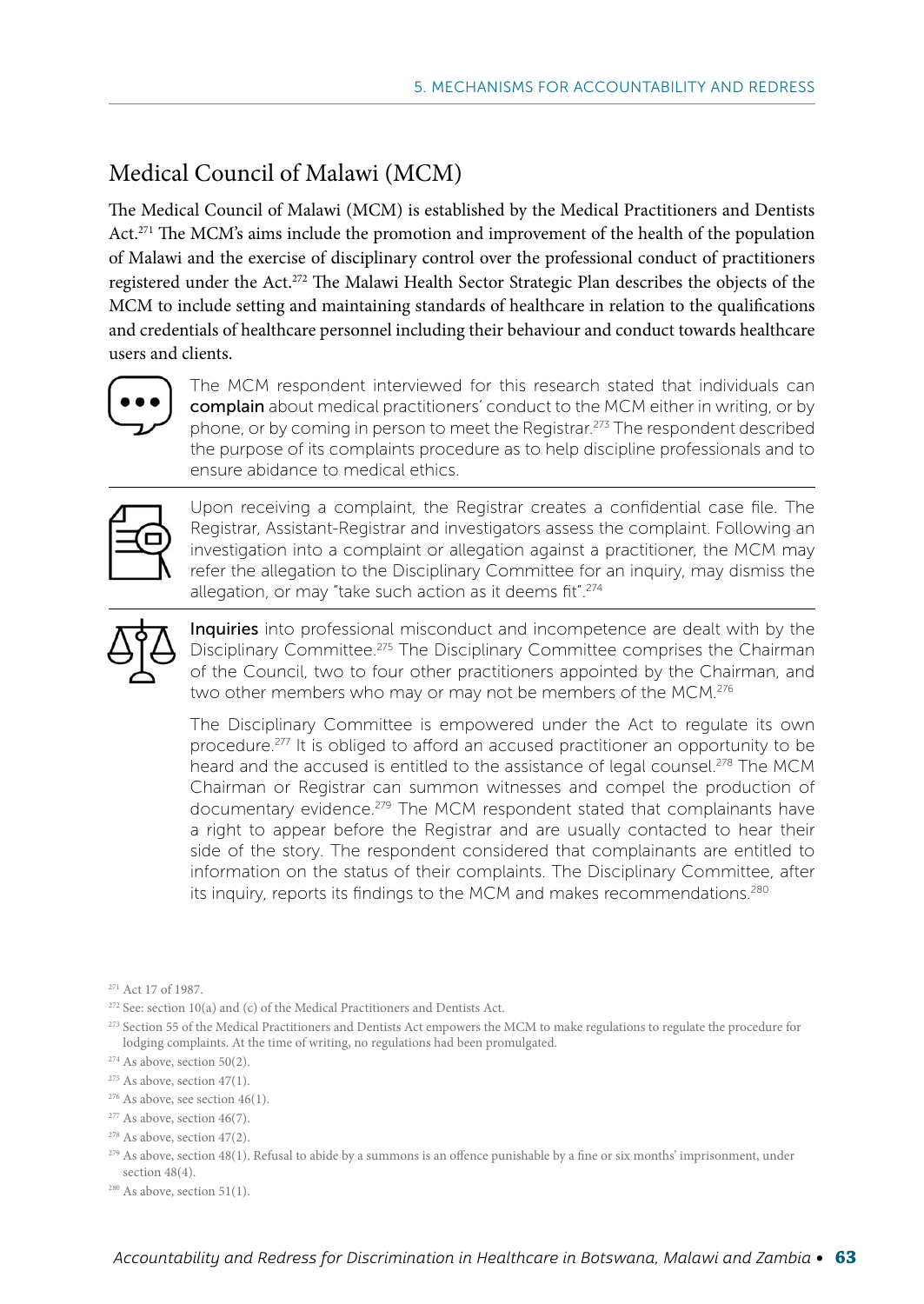## Medical Council of Malawi (MCM)

The Medical Council of Malawi (MCM) is established by the Medical Practitioners and Dentists Act.[271] The MCM's aims include the promotion and improvement of the health of the population of Malawi and the exercise of disciplinary control over the professional conduct of practitioners registered under the Act.[272] The Malawi Health Sector Strategic Plan describes the objects of the MCM to include setting and maintaining standards of healthcare in relation to the qualifications and credentials of healthcare personnel including their behaviour and conduct towards healthcare users and clients.

The MCM respondent interviewed for this research stated that individuals can **complain** about medical practitioners' conduct to the MCM either in writing, or by phone, or by coming in person to meet the Registrar.[273] The respondent described the purpose of its complaints procedure as to help discipline professionals and to ensure abidance to medical ethics.

Upon receiving a complaint, the Registrar creates a confidential case file. The Registrar, Assistant-Registrar and investigators assess the complaint. Following an investigation into a complaint or allegation against a practitioner, the MCM may refer the allegation to the Disciplinary Committee for an inquiry, may dismiss the allegation, or may "take such action as it deems fit".[274]

**Inquiries** into professional misconduct and incompetence are dealt with by the Disciplinary Committee.[275] The Disciplinary Committee comprises the Chairman of the Council, two to four other practitioners appointed by the Chairman, and two other members who may or may not be members of the MCM.[276]

The Disciplinary Committee is empowered under the Act to regulate its own procedure.[277] It is obliged to afford an accused practitioner an opportunity to be heard and the accused is entitled to the assistance of legal counsel.[278] The MCM Chairman or Registrar can summon witnesses and compel the production of documentary evidence.[279] The MCM respondent stated that complainants have a right to appear before the Registrar and are usually contacted to hear their side of the story. The respondent considered that complainants are entitled to information on the status of their complaints. The Disciplinary Committee, after its inquiry, reports its findings to the MCM and makes recommendations.[280]

---

[271] Act 17 of 1987.

[272] See: section 10(a) and (c) of the Medical Practitioners and Dentists Act.

[273] Section 55 of the Medical Practitioners and Dentists Act empowers the MCM to make regulations to regulate the procedure for lodging complaints. At the time of writing, no regulations had been promulgated.

[274] As above, section 50(2).

[275] As above, section 47(1).

[276] As above, see section 46(1).

[277] As above, section 46(7).

[278] As above, section 47(2).

[279] As above, section 48(1). Refusal to abide by a summons is an offence punishable by a fine or six months' imprisonment, under section 48(4).

[280] As above, section 51(1).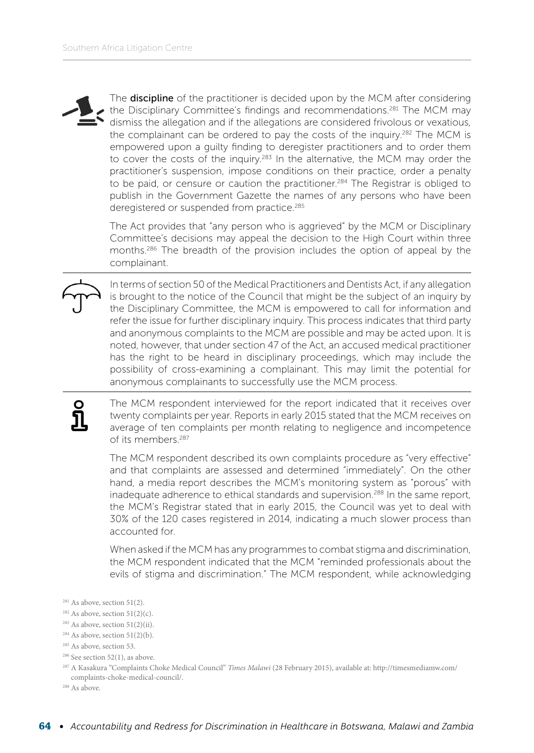The **discipline** of the practitioner is decided upon by the MCM after considering the Disciplinary Committee's findings and recommendations.[281] The MCM may dismiss the allegation and if the allegations are considered frivolous or vexatious, the complainant can be ordered to pay the costs of the inquiry.[282] The MCM is empowered upon a guilty finding to deregister practitioners and to order them to cover the costs of the inquiry.[283] In the alternative, the MCM may order the practitioner's suspension, impose conditions on their practice, order a penalty to be paid, or censure or caution the practitioner.[284] The Registrar is obliged to publish in the Government Gazette the names of any persons who have been deregistered or suspended from practice.[285]

The Act provides that "any person who is aggrieved" by the MCM or Disciplinary Committee's decisions may appeal the decision to the High Court within three months.[286] The breadth of the provision includes the option of appeal by the complainant.

In terms of section 50 of the Medical Practitioners and Dentists Act, if any allegation is brought to the notice of the Council that might be the subject of an inquiry by the Disciplinary Committee, the MCM is empowered to call for information and refer the issue for further disciplinary inquiry. This process indicates that third party and anonymous complaints to the MCM are possible and may be acted upon. It is noted, however, that under section 47 of the Act, an accused medical practitioner has the right to be heard in disciplinary proceedings, which may include the possibility of cross-examining a complainant. This may limit the potential for anonymous complainants to successfully use the MCM process.

The MCM respondent interviewed for the report indicated that it receives over twenty complaints per year. Reports in early 2015 stated that the MCM receives on average of ten complaints per month relating to negligence and incompetence of its members.[287]

The MCM respondent described its own complaints procedure as "very effective" and that complaints are assessed and determined "immediately". On the other hand, a media report describes the MCM's monitoring system as "porous" with inadequate adherence to ethical standards and supervision.[288] In the same report, the MCM's Registrar stated that in early 2015, the Council was yet to deal with 30% of the 120 cases registered in 2014, indicating a much slower process than accounted for.

When asked if the MCM has any programmes to combat stigma and discrimination, the MCM respondent indicated that the MCM "reminded professionals about the evils of stigma and discrimination." The MCM respondent, while acknowledging

[281] As above, section 51(2).
[282] As above, section 51(2)(c).
[283] As above, section 51(2)(ii).
[284] As above, section 51(2)(b).
[285] As above, section 53.
[286] See section 52(1), as above.
[287] A Kasakura "Complaints Choke Medical Council" *Times Malawi* (28 February 2015), available at: http://timesmediamw.com/complaints-choke-medical-council/.
[288] As above.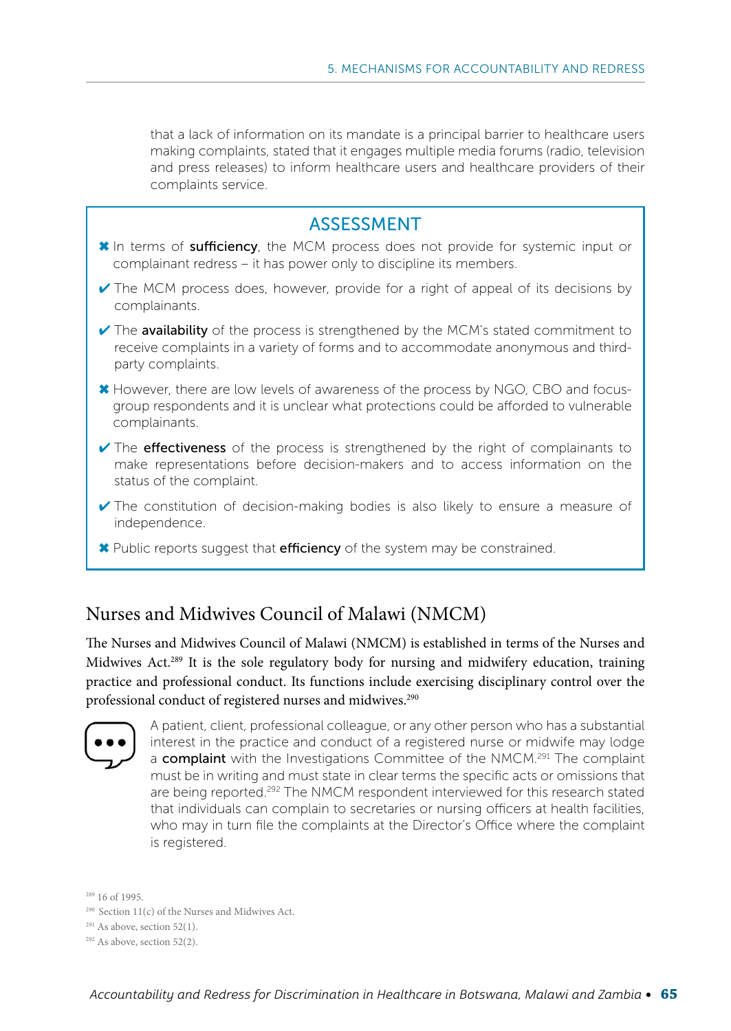that a lack of information on its mandate is a principal barrier to healthcare users making complaints, stated that it engages multiple media forums (radio, television and press releases) to inform healthcare users and healthcare providers of their complaints service.

## ASSESSMENT

- ✖ In terms of **sufficiency**, the MCM process does not provide for systemic input or complainant redress – it has power only to discipline its members.
- ✔ The MCM process does, however, provide for a right of appeal of its decisions by complainants.
- ✔ The **availability** of the process is strengthened by the MCM's stated commitment to receive complaints in a variety of forms and to accommodate anonymous and third-party complaints.
- ✖ However, there are low levels of awareness of the process by NGO, CBO and focus-group respondents and it is unclear what protections could be afforded to vulnerable complainants.
- ✔ The **effectiveness** of the process is strengthened by the right of complainants to make representations before decision-makers and to access information on the status of the complaint.
- ✔ The constitution of decision-making bodies is also likely to ensure a measure of independence.
- ✖ Public reports suggest that **efficiency** of the system may be constrained.

## Nurses and Midwives Council of Malawi (NMCM)

The Nurses and Midwives Council of Malawi (NMCM) is established in terms of the Nurses and Midwives Act.[289] It is the sole regulatory body for nursing and midwifery education, training practice and professional conduct. Its functions include exercising disciplinary control over the professional conduct of registered nurses and midwives.[290]

A patient, client, professional colleague, or any other person who has a substantial interest in the practice and conduct of a registered nurse or midwife may lodge a **complaint** with the Investigations Committee of the NMCM.[291] The complaint must be in writing and must state in clear terms the specific acts or omissions that are being reported.[292] The NMCM respondent interviewed for this research stated that individuals can complain to secretaries or nursing officers at health facilities, who may in turn file the complaints at the Director's Office where the complaint is registered.

[289] 16 of 1995.

[290] Section 11(c) of the Nurses and Midwives Act.

[291] As above, section 52(1).

[292] As above, section 52(2).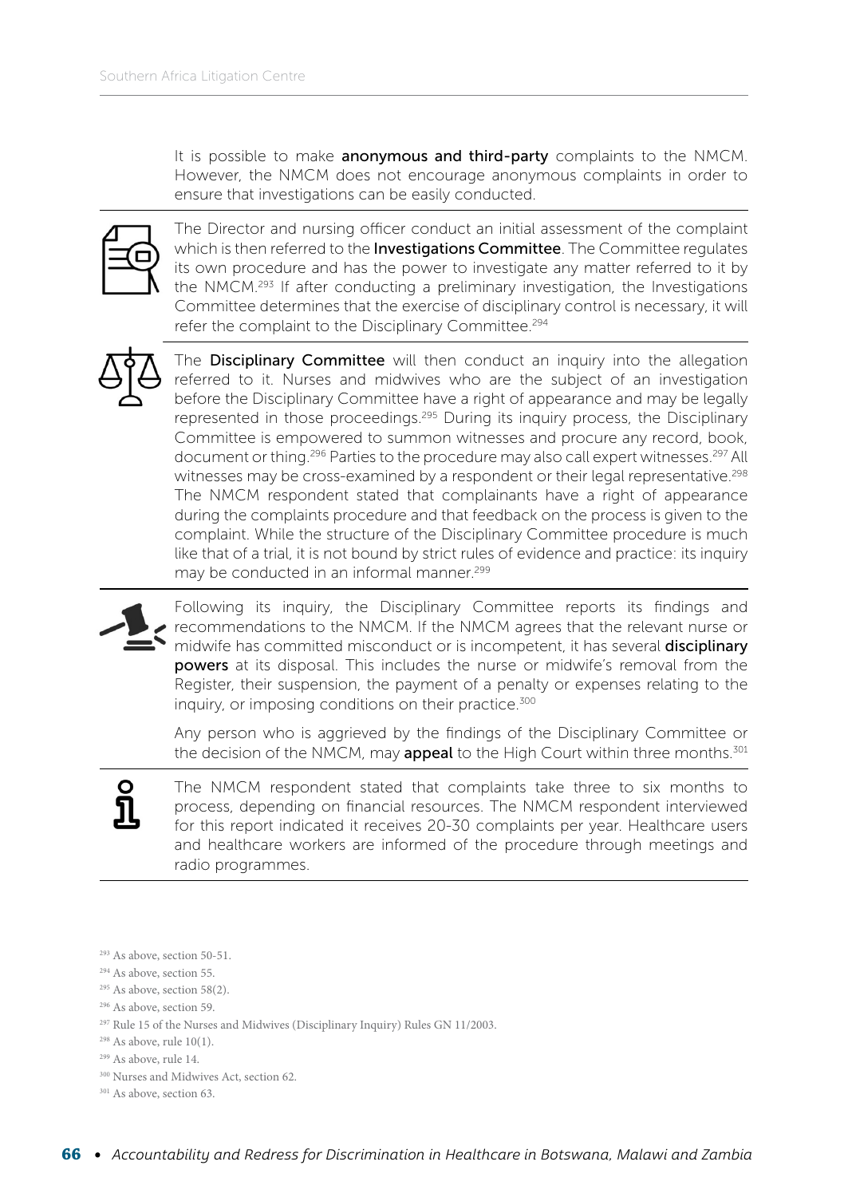It is possible to make **anonymous and third-party** complaints to the NMCM. However, the NMCM does not encourage anonymous complaints in order to ensure that investigations can be easily conducted.

The Director and nursing officer conduct an initial assessment of the complaint which is then referred to the **Investigations Committee**. The Committee regulates its own procedure and has the power to investigate any matter referred to it by the NMCM.[293] If after conducting a preliminary investigation, the Investigations Committee determines that the exercise of disciplinary control is necessary, it will refer the complaint to the Disciplinary Committee.[294]

The **Disciplinary Committee** will then conduct an inquiry into the allegation referred to it. Nurses and midwives who are the subject of an investigation before the Disciplinary Committee have a right of appearance and may be legally represented in those proceedings.[295] During its inquiry process, the Disciplinary Committee is empowered to summon witnesses and procure any record, book, document or thing.[296] Parties to the procedure may also call expert witnesses.[297] All witnesses may be cross-examined by a respondent or their legal representative.[298] The NMCM respondent stated that complainants have a right of appearance during the complaints procedure and that feedback on the process is given to the complaint. While the structure of the Disciplinary Committee procedure is much like that of a trial, it is not bound by strict rules of evidence and practice: its inquiry may be conducted in an informal manner.[299]

Following its inquiry, the Disciplinary Committee reports its findings and recommendations to the NMCM. If the NMCM agrees that the relevant nurse or midwife has committed misconduct or is incompetent, it has several **disciplinary powers** at its disposal. This includes the nurse or midwife's removal from the Register, their suspension, the payment of a penalty or expenses relating to the inquiry, or imposing conditions on their practice.[300]

Any person who is aggrieved by the findings of the Disciplinary Committee or the decision of the NMCM, may **appeal** to the High Court within three months.[301]

The NMCM respondent stated that complaints take three to six months to process, depending on financial resources. The NMCM respondent interviewed for this report indicated it receives 20-30 complaints per year. Healthcare users and healthcare workers are informed of the procedure through meetings and radio programmes.

---

[293] As above, section 50-51.

[294] As above, section 55.

[295] As above, section 58(2).

[296] As above, section 59.

[297] Rule 15 of the Nurses and Midwives (Disciplinary Inquiry) Rules GN 11/2003.

[298] As above, rule 10(1).

[299] As above, rule 14.

[300] Nurses and Midwives Act, section 62.

[301] As above, section 63.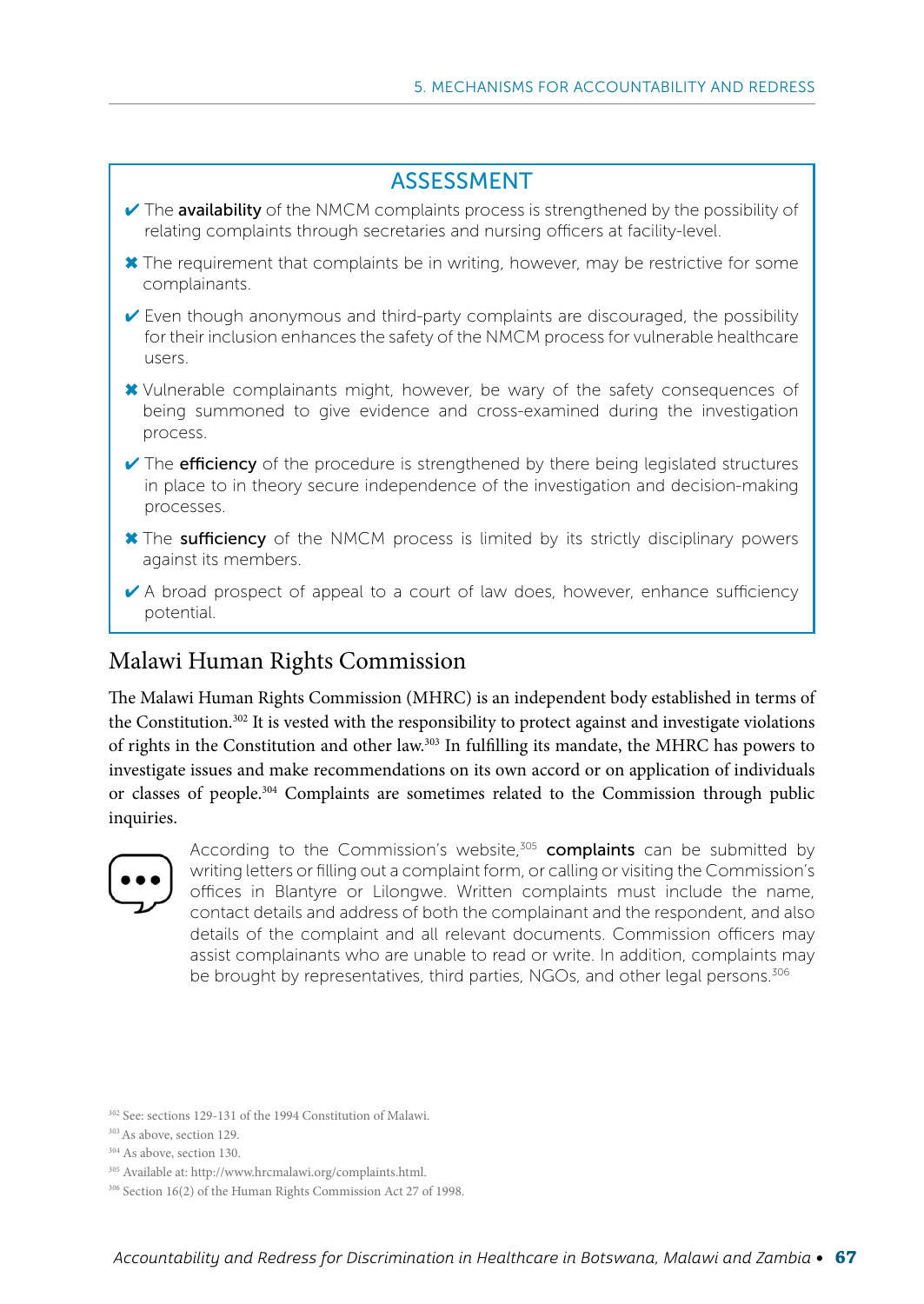## ASSESSMENT

- ✔ The **availability** of the NMCM complaints process is strengthened by the possibility of relating complaints through secretaries and nursing officers at facility-level.
- ✖ The requirement that complaints be in writing, however, may be restrictive for some complainants.
- ✔ Even though anonymous and third-party complaints are discouraged, the possibility for their inclusion enhances the safety of the NMCM process for vulnerable healthcare users.
- ✖ Vulnerable complainants might, however, be wary of the safety consequences of being summoned to give evidence and cross-examined during the investigation process.
- ✔ The **efficiency** of the procedure is strengthened by there being legislated structures in place to in theory secure independence of the investigation and decision-making processes.
- ✖ The **sufficiency** of the NMCM process is limited by its strictly disciplinary powers against its members.
- ✔ A broad prospect of appeal to a court of law does, however, enhance sufficiency potential.

## Malawi Human Rights Commission

The Malawi Human Rights Commission (MHRC) is an independent body established in terms of the Constitution.[302] It is vested with the responsibility to protect against and investigate violations of rights in the Constitution and other law.[303] In fulfilling its mandate, the MHRC has powers to investigate issues and make recommendations on its own accord or on application of individuals or classes of people.[304] Complaints are sometimes related to the Commission through public inquiries.

According to the Commission's website,[305] **complaints** can be submitted by writing letters or filling out a complaint form, or calling or visiting the Commission's offices in Blantyre or Lilongwe. Written complaints must include the name, contact details and address of both the complainant and the respondent, and also details of the complaint and all relevant documents. Commission officers may assist complainants who are unable to read or write. In addition, complaints may be brought by representatives, third parties, NGOs, and other legal persons.[306]

---

[302] See: sections 129-131 of the 1994 Constitution of Malawi.

[303] As above, section 129.

[304] As above, section 130.

[305] Available at: http://www.hrcmalawi.org/complaints.html.

[306] Section 16(2) of the Human Rights Commission Act 27 of 1998.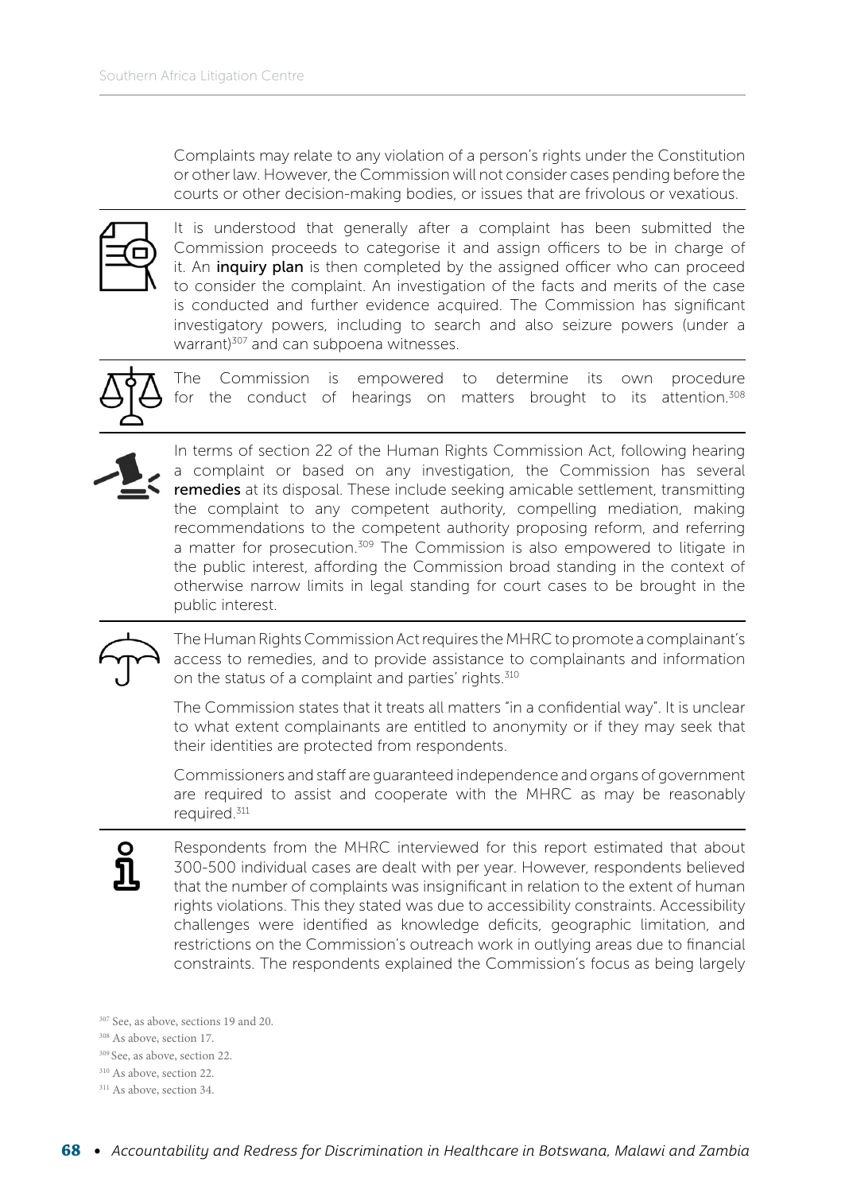Complaints may relate to any violation of a person's rights under the Constitution or other law. However, the Commission will not consider cases pending before the courts or other decision-making bodies, or issues that are frivolous or vexatious.

It is understood that generally after a complaint has been submitted the Commission proceeds to categorise it and assign officers to be in charge of it. An **inquiry plan** is then completed by the assigned officer who can proceed to consider the complaint. An investigation of the facts and merits of the case is conducted and further evidence acquired. The Commission has significant investigatory powers, including to search and also seizure powers (under a warrant)[307] and can subpoena witnesses.

The Commission is empowered to determine its own procedure for the conduct of hearings on matters brought to its attention.[308]

In terms of section 22 of the Human Rights Commission Act, following hearing a complaint or based on any investigation, the Commission has several **remedies** at its disposal. These include seeking amicable settlement, transmitting the complaint to any competent authority, compelling mediation, making recommendations to the competent authority proposing reform, and referring a matter for prosecution.[309] The Commission is also empowered to litigate in the public interest, affording the Commission broad standing in the context of otherwise narrow limits in legal standing for court cases to be brought in the public interest.

The Human Rights Commission Act requires the MHRC to promote a complainant's access to remedies, and to provide assistance to complainants and information on the status of a complaint and parties' rights.[310]

The Commission states that it treats all matters "in a confidential way". It is unclear to what extent complainants are entitled to anonymity or if they may seek that their identities are protected from respondents.

Commissioners and staff are guaranteed independence and organs of government are required to assist and cooperate with the MHRC as may be reasonably required.[311]

Respondents from the MHRC interviewed for this report estimated that about 300-500 individual cases are dealt with per year. However, respondents believed that the number of complaints was insignificant in relation to the extent of human rights violations. This they stated was due to accessibility constraints. Accessibility challenges were identified as knowledge deficits, geographic limitation, and restrictions on the Commission's outreach work in outlying areas due to financial constraints. The respondents explained the Commission's focus as being largely

[307] See, as above, sections 19 and 20.

[308] As above, section 17.

[309] See, as above, section 22.

[310] As above, section 22.

[311] As above, section 34.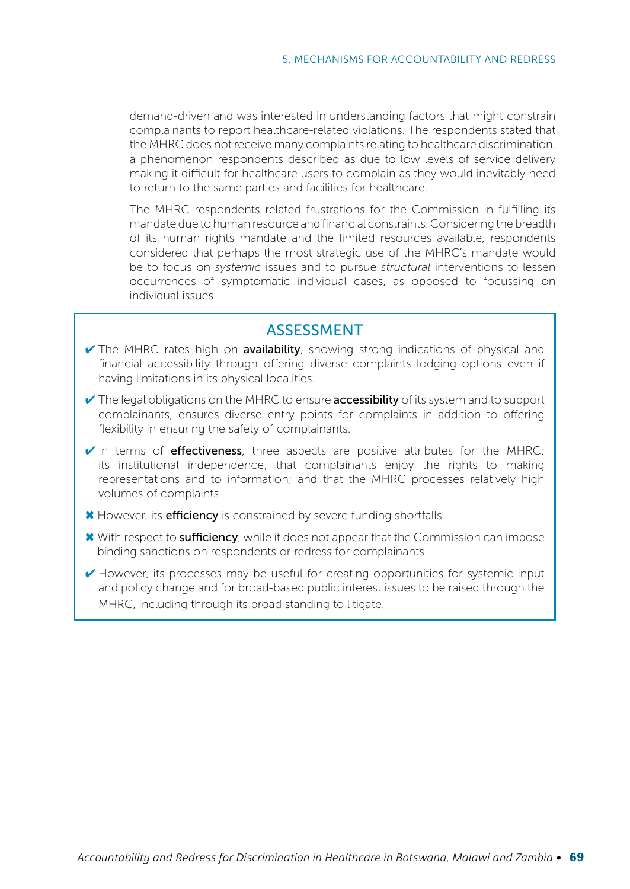demand-driven and was interested in understanding factors that might constrain complainants to report healthcare-related violations. The respondents stated that the MHRC does not receive many complaints relating to healthcare discrimination, a phenomenon respondents described as due to low levels of service delivery making it difficult for healthcare users to complain as they would inevitably need to return to the same parties and facilities for healthcare.

The MHRC respondents related frustrations for the Commission in fulfilling its mandate due to human resource and financial constraints. Considering the breadth of its human rights mandate and the limited resources available, respondents considered that perhaps the most strategic use of the MHRC's mandate would be to focus on *systemic* issues and to pursue *structural* interventions to lessen occurrences of symptomatic individual cases, as opposed to focussing on individual issues.

## ASSESSMENT

- ✔ The MHRC rates high on **availability**, showing strong indications of physical and financial accessibility through offering diverse complaints lodging options even if having limitations in its physical localities.
- ✔ The legal obligations on the MHRC to ensure **accessibility** of its system and to support complainants, ensures diverse entry points for complaints in addition to offering flexibility in ensuring the safety of complainants.
- ✔ In terms of **effectiveness**, three aspects are positive attributes for the MHRC: its institutional independence; that complainants enjoy the rights to making representations and to information; and that the MHRC processes relatively high volumes of complaints.
- ✖ However, its **efficiency** is constrained by severe funding shortfalls.
- ✖ With respect to **sufficiency**, while it does not appear that the Commission can impose binding sanctions on respondents or redress for complainants.
- ✔ However, its processes may be useful for creating opportunities for systemic input and policy change and for broad-based public interest issues to be raised through the MHRC, including through its broad standing to litigate.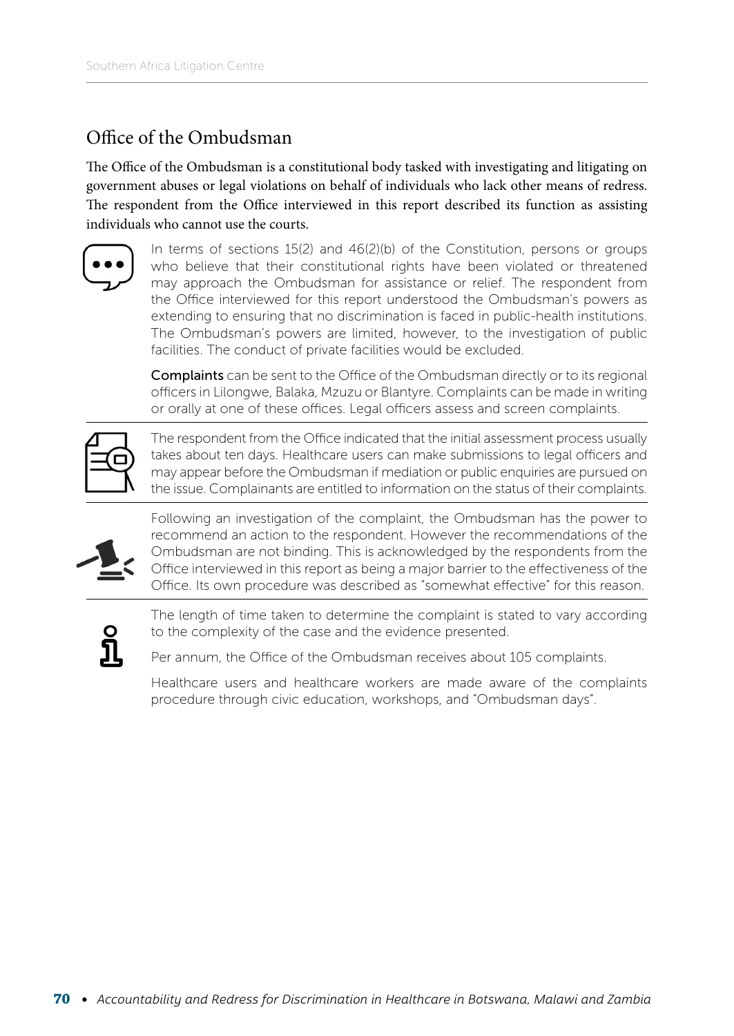## Office of the Ombudsman

The Office of the Ombudsman is a constitutional body tasked with investigating and litigating on government abuses or legal violations on behalf of individuals who lack other means of redress. The respondent from the Office interviewed in this report described its function as assisting individuals who cannot use the courts.

In terms of sections 15(2) and 46(2)(b) of the Constitution, persons or groups who believe that their constitutional rights have been violated or threatened may approach the Ombudsman for assistance or relief. The respondent from the Office interviewed for this report understood the Ombudsman's powers as extending to ensuring that no discrimination is faced in public-health institutions. The Ombudsman's powers are limited, however, to the investigation of public facilities. The conduct of private facilities would be excluded.

**Complaints** can be sent to the Office of the Ombudsman directly or to its regional officers in Lilongwe, Balaka, Mzuzu or Blantyre. Complaints can be made in writing or orally at one of these offices. Legal officers assess and screen complaints.

The respondent from the Office indicated that the initial assessment process usually takes about ten days. Healthcare users can make submissions to legal officers and may appear before the Ombudsman if mediation or public enquiries are pursued on the issue. Complainants are entitled to information on the status of their complaints.

Following an investigation of the complaint, the Ombudsman has the power to recommend an action to the respondent. However the recommendations of the Ombudsman are not binding. This is acknowledged by the respondents from the Office interviewed in this report as being a major barrier to the effectiveness of the Office. Its own procedure was described as "somewhat effective" for this reason.

The length of time taken to determine the complaint is stated to vary according to the complexity of the case and the evidence presented.

Per annum, the Office of the Ombudsman receives about 105 complaints.

Healthcare users and healthcare workers are made aware of the complaints procedure through civic education, workshops, and "Ombudsman days".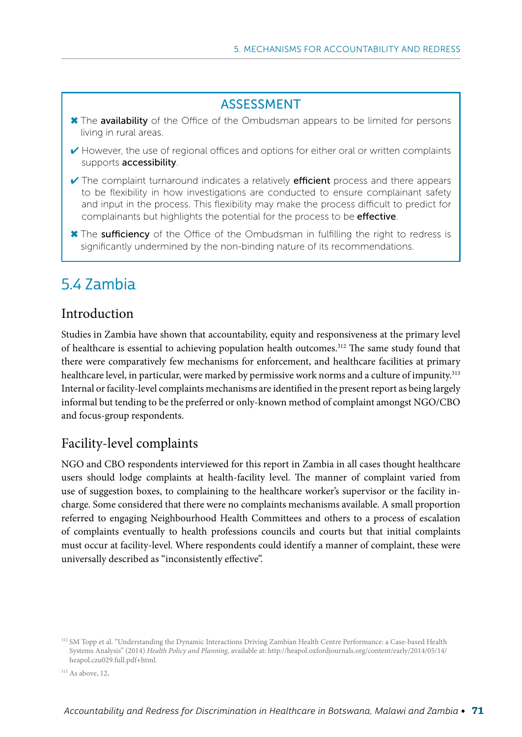## ASSESSMENT

- ✖ The **availability** of the Office of the Ombudsman appears to be limited for persons living in rural areas.
- ✔ However, the use of regional offices and options for either oral or written complaints supports **accessibility**.
- ✔ The complaint turnaround indicates a relatively **efficient** process and there appears to be flexibility in how investigations are conducted to ensure complainant safety and input in the process. This flexibility may make the process difficult to predict for complainants but highlights the potential for the process to be **effective**.
- ✖ The **sufficiency** of the Office of the Ombudsman in fulfilling the right to redress is significantly undermined by the non-binding nature of its recommendations.

## 5.4 Zambia

### Introduction

Studies in Zambia have shown that accountability, equity and responsiveness at the primary level of healthcare is essential to achieving population health outcomes.[312] The same study found that there were comparatively few mechanisms for enforcement, and healthcare facilities at primary healthcare level, in particular, were marked by permissive work norms and a culture of impunity.[313] Internal or facility-level complaints mechanisms are identified in the present report as being largely informal but tending to be the preferred or only-known method of complaint amongst NGO/CBO and focus-group respondents.

### Facility-level complaints

NGO and CBO respondents interviewed for this report in Zambia in all cases thought healthcare users should lodge complaints at health-facility level. The manner of complaint varied from use of suggestion boxes, to complaining to the healthcare worker's supervisor or the facility in-charge. Some considered that there were no complaints mechanisms available. A small proportion referred to engaging Neighbourhood Health Committees and others to a process of escalation of complaints eventually to health professions councils and courts but that initial complaints must occur at facility-level. Where respondents could identify a manner of complaint, these were universally described as "inconsistently effective".

---

[312] SM Topp et al. "Understanding the Dynamic Interactions Driving Zambian Health Centre Performance: a Case-based Health Systems Analysis" (2014) *Health Policy and Planning*, available at: http://heapol.oxfordjournals.org/content/early/2014/05/14/heapol.czu029.full.pdf+html.

[313] As above, 12.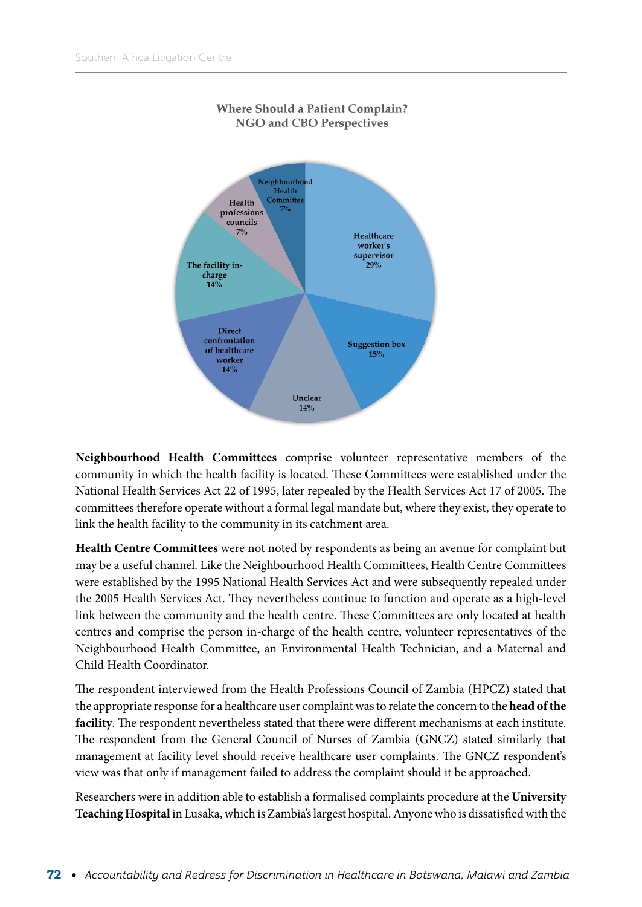**Where Should a Patient Complain? NGO and CBO Perspectives**

| Category | Percentage |
|---|---|
| Healthcare worker's supervisor | 29% |
| Suggestion box | 15% |
| Unclear | 14% |
| Direct confrontation of healthcare worker | 14% |
| The facility in-charge | 14% |
| Health professions councils | 7% |
| Neighbourhood Health Committee | 7% |

**Neighbourhood Health Committees** comprise volunteer representative members of the community in which the health facility is located. These Committees were established under the National Health Services Act 22 of 1995, later repealed by the Health Services Act 17 of 2005. The committees therefore operate without a formal legal mandate but, where they exist, they operate to link the health facility to the community in its catchment area.

**Health Centre Committees** were not noted by respondents as being an avenue for complaint but may be a useful channel. Like the Neighbourhood Health Committees, Health Centre Committees were established by the 1995 National Health Services Act and were subsequently repealed under the 2005 Health Services Act. They nevertheless continue to function and operate as a high-level link between the community and the health centre. These Committees are only located at health centres and comprise the person in-charge of the health centre, volunteer representatives of the Neighbourhood Health Committee, an Environmental Health Technician, and a Maternal and Child Health Coordinator.

The respondent interviewed from the Health Professions Council of Zambia (HPCZ) stated that the appropriate response for a healthcare user complaint was to relate the concern to the **head of the facility**. The respondent nevertheless stated that there were different mechanisms at each institute. The respondent from the General Council of Nurses of Zambia (GNCZ) stated similarly that management at facility level should receive healthcare user complaints. The GNCZ respondent's view was that only if management failed to address the complaint should it be approached.

Researchers were in addition able to establish a formalised complaints procedure at the **University Teaching Hospital** in Lusaka, which is Zambia's largest hospital. Anyone who is dissatisfied with the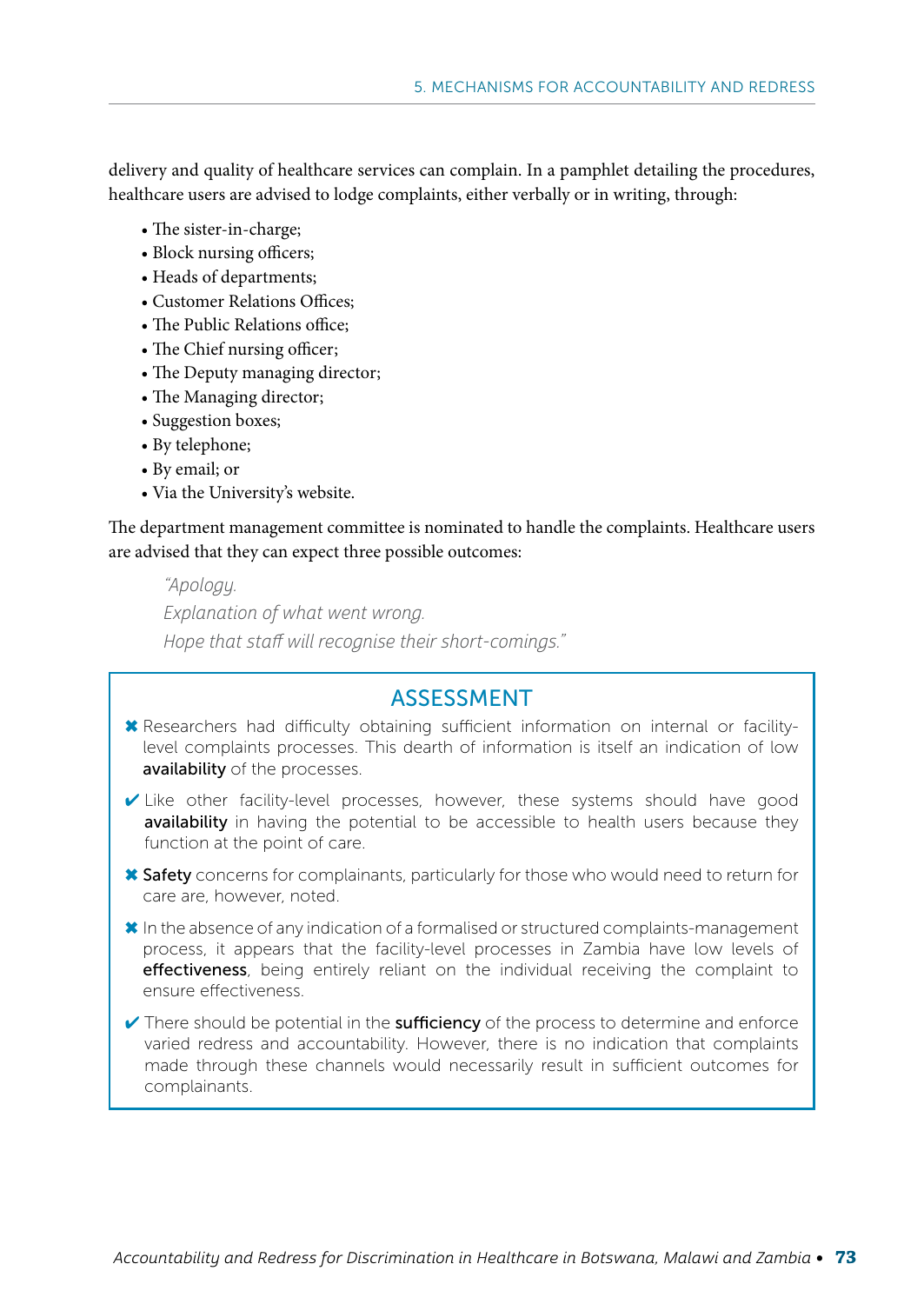delivery and quality of healthcare services can complain. In a pamphlet detailing the procedures, healthcare users are advised to lodge complaints, either verbally or in writing, through:

- The sister-in-charge;
- Block nursing officers;
- Heads of departments;
- Customer Relations Offices;
- The Public Relations office;
- The Chief nursing officer;
- The Deputy managing director;
- The Managing director;
- Suggestion boxes;
- By telephone;
- By email; or
- Via the University's website.

The department management committee is nominated to handle the complaints. Healthcare users are advised that they can expect three possible outcomes:

> *"Apology.*
> *Explanation of what went wrong.*
> *Hope that staff will recognise their short-comings."*

## ASSESSMENT

- ✖ Researchers had difficulty obtaining sufficient information on internal or facility-level complaints processes. This dearth of information is itself an indication of low **availability** of the processes.
- ✔ Like other facility-level processes, however, these systems should have good **availability** in having the potential to be accessible to health users because they function at the point of care.
- ✖ **Safety** concerns for complainants, particularly for those who would need to return for care are, however, noted.
- ✖ In the absence of any indication of a formalised or structured complaints-management process, it appears that the facility-level processes in Zambia have low levels of **effectiveness**, being entirely reliant on the individual receiving the complaint to ensure effectiveness.
- ✔ There should be potential in the **sufficiency** of the process to determine and enforce varied redress and accountability. However, there is no indication that complaints made through these channels would necessarily result in sufficient outcomes for complainants.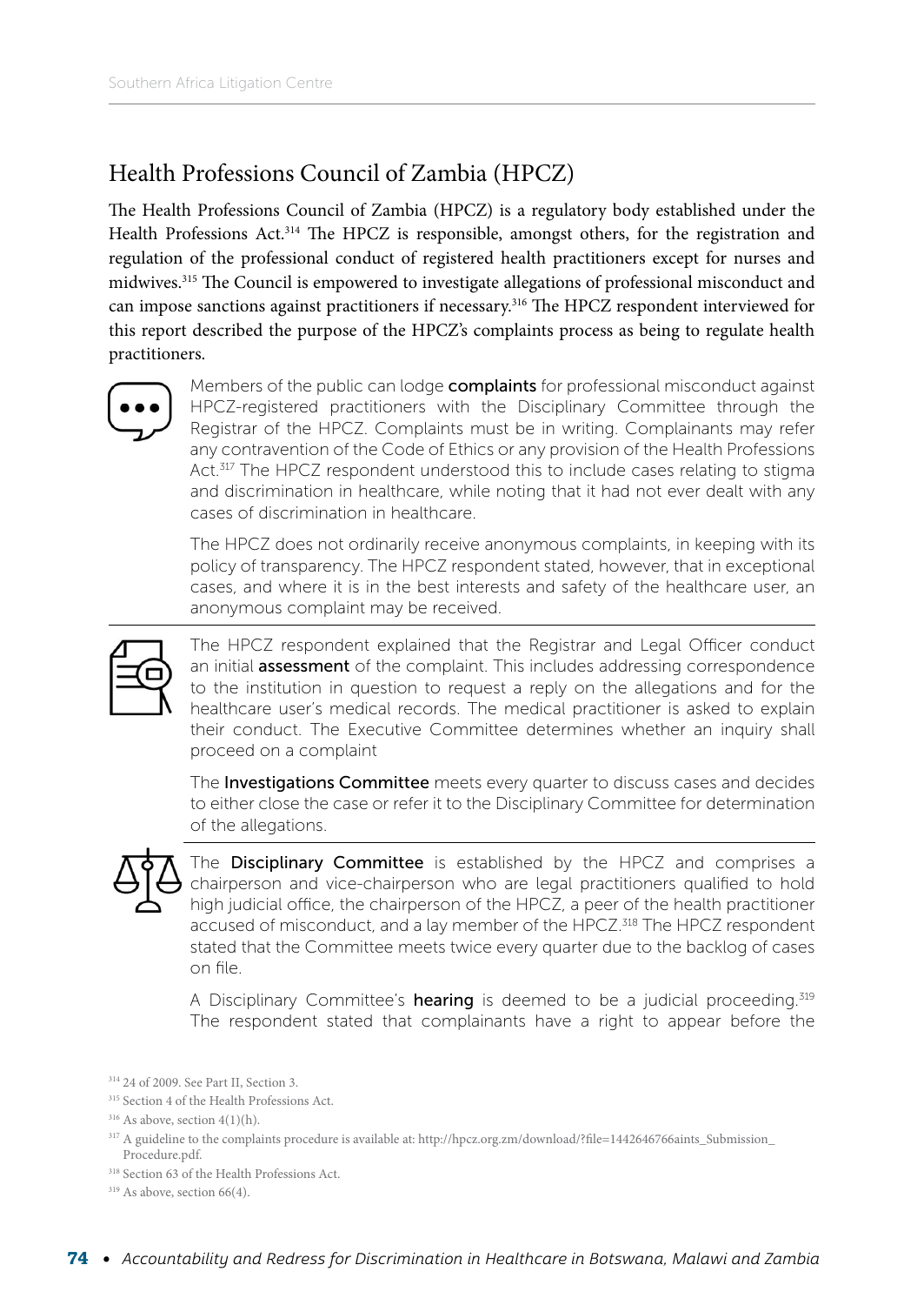## Health Professions Council of Zambia (HPCZ)

The Health Professions Council of Zambia (HPCZ) is a regulatory body established under the Health Professions Act.[314] The HPCZ is responsible, amongst others, for the registration and regulation of the professional conduct of registered health practitioners except for nurses and midwives.[315] The Council is empowered to investigate allegations of professional misconduct and can impose sanctions against practitioners if necessary.[316] The HPCZ respondent interviewed for this report described the purpose of the HPCZ's complaints process as being to regulate health practitioners.

Members of the public can lodge **complaints** for professional misconduct against HPCZ-registered practitioners with the Disciplinary Committee through the Registrar of the HPCZ. Complaints must be in writing. Complainants may refer any contravention of the Code of Ethics or any provision of the Health Professions Act.[317] The HPCZ respondent understood this to include cases relating to stigma and discrimination in healthcare, while noting that it had not ever dealt with any cases of discrimination in healthcare.

The HPCZ does not ordinarily receive anonymous complaints, in keeping with its policy of transparency. The HPCZ respondent stated, however, that in exceptional cases, and where it is in the best interests and safety of the healthcare user, an anonymous complaint may be received.

The HPCZ respondent explained that the Registrar and Legal Officer conduct an initial **assessment** of the complaint. This includes addressing correspondence to the institution in question to request a reply on the allegations and for the healthcare user's medical records. The medical practitioner is asked to explain their conduct. The Executive Committee determines whether an inquiry shall proceed on a complaint

The **Investigations Committee** meets every quarter to discuss cases and decides to either close the case or refer it to the Disciplinary Committee for determination of the allegations.

The **Disciplinary Committee** is established by the HPCZ and comprises a chairperson and vice-chairperson who are legal practitioners qualified to hold high judicial office, the chairperson of the HPCZ, a peer of the health practitioner accused of misconduct, and a lay member of the HPCZ.[318] The HPCZ respondent stated that the Committee meets twice every quarter due to the backlog of cases on file.

A Disciplinary Committee's **hearing** is deemed to be a judicial proceeding.[319] The respondent stated that complainants have a right to appear before the

---

[314] 24 of 2009. See Part II, Section 3.

[315] Section 4 of the Health Professions Act.

[316] As above, section 4(1)(h).

[317] A guideline to the complaints procedure is available at: http://hpcz.org.zm/download/?file=1442646766aints_Submission_Procedure.pdf.

[318] Section 63 of the Health Professions Act.

[319] As above, section 66(4).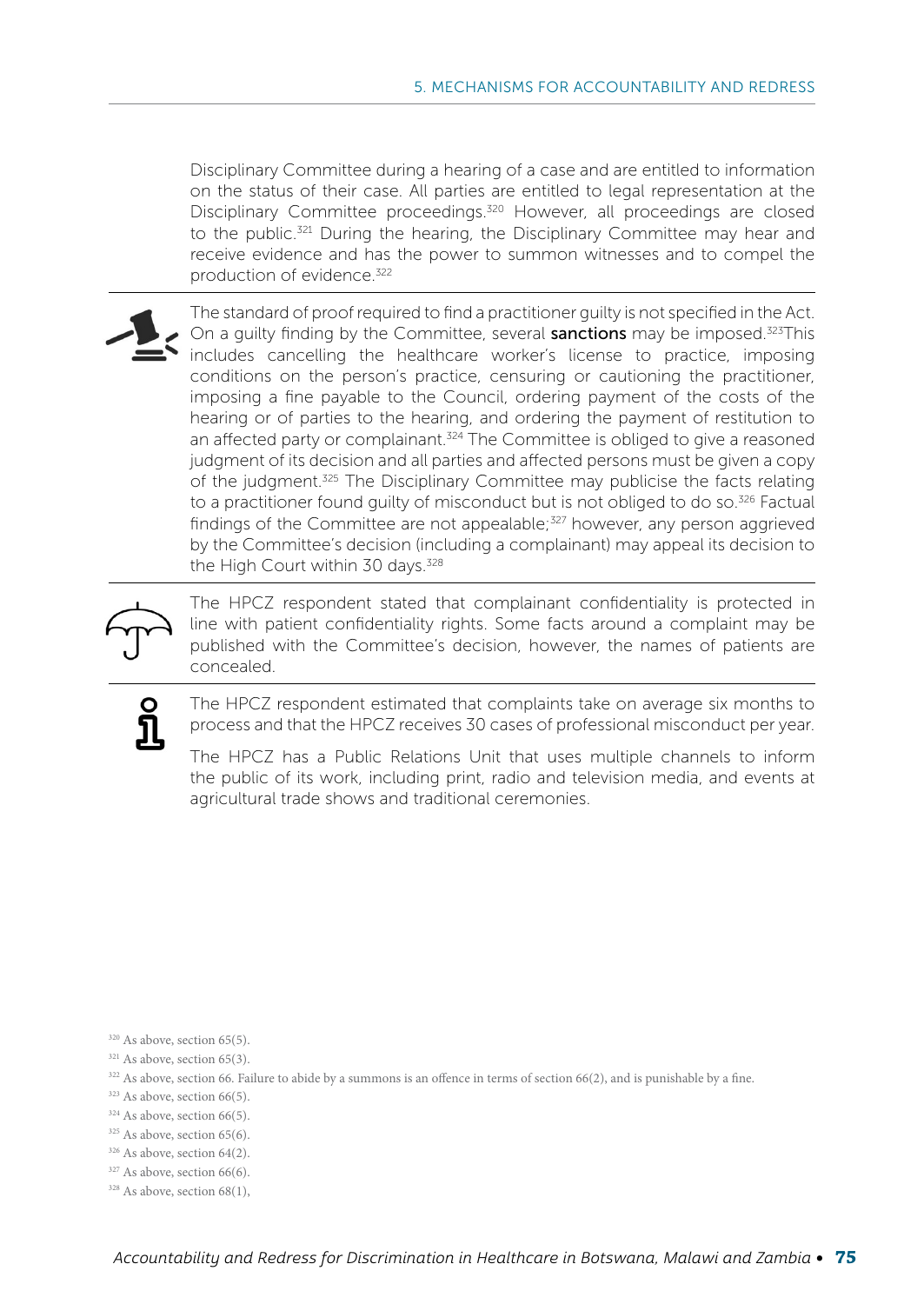Disciplinary Committee during a hearing of a case and are entitled to information on the status of their case. All parties are entitled to legal representation at the Disciplinary Committee proceedings.[320] However, all proceedings are closed to the public.[321] During the hearing, the Disciplinary Committee may hear and receive evidence and has the power to summon witnesses and to compel the production of evidence.[322]

The standard of proof required to find a practitioner guilty is not specified in the Act. On a guilty finding by the Committee, several **sanctions** may be imposed.[323] This includes cancelling the healthcare worker's license to practice, imposing conditions on the person's practice, censuring or cautioning the practitioner, imposing a fine payable to the Council, ordering payment of the costs of the hearing or of parties to the hearing, and ordering the payment of restitution to an affected party or complainant.[324] The Committee is obliged to give a reasoned judgment of its decision and all parties and affected persons must be given a copy of the judgment.[325] The Disciplinary Committee may publicise the facts relating to a practitioner found guilty of misconduct but is not obliged to do so.[326] Factual findings of the Committee are not appealable;[327] however, any person aggrieved by the Committee's decision (including a complainant) may appeal its decision to the High Court within 30 days.[328]

The HPCZ respondent stated that complainant confidentiality is protected in line with patient confidentiality rights. Some facts around a complaint may be published with the Committee's decision, however, the names of patients are concealed.

The HPCZ respondent estimated that complaints take on average six months to process and that the HPCZ receives 30 cases of professional misconduct per year.

The HPCZ has a Public Relations Unit that uses multiple channels to inform the public of its work, including print, radio and television media, and events at agricultural trade shows and traditional ceremonies.

[320] As above, section 65(5).

[321] As above, section 65(3).

[322] As above, section 66. Failure to abide by a summons is an offence in terms of section 66(2), and is punishable by a fine.

[323] As above, section 66(5).

[324] As above, section 66(5).

[325] As above, section 65(6).

[326] As above, section 64(2).

[327] As above, section 66(6).

[328] As above, section 68(1),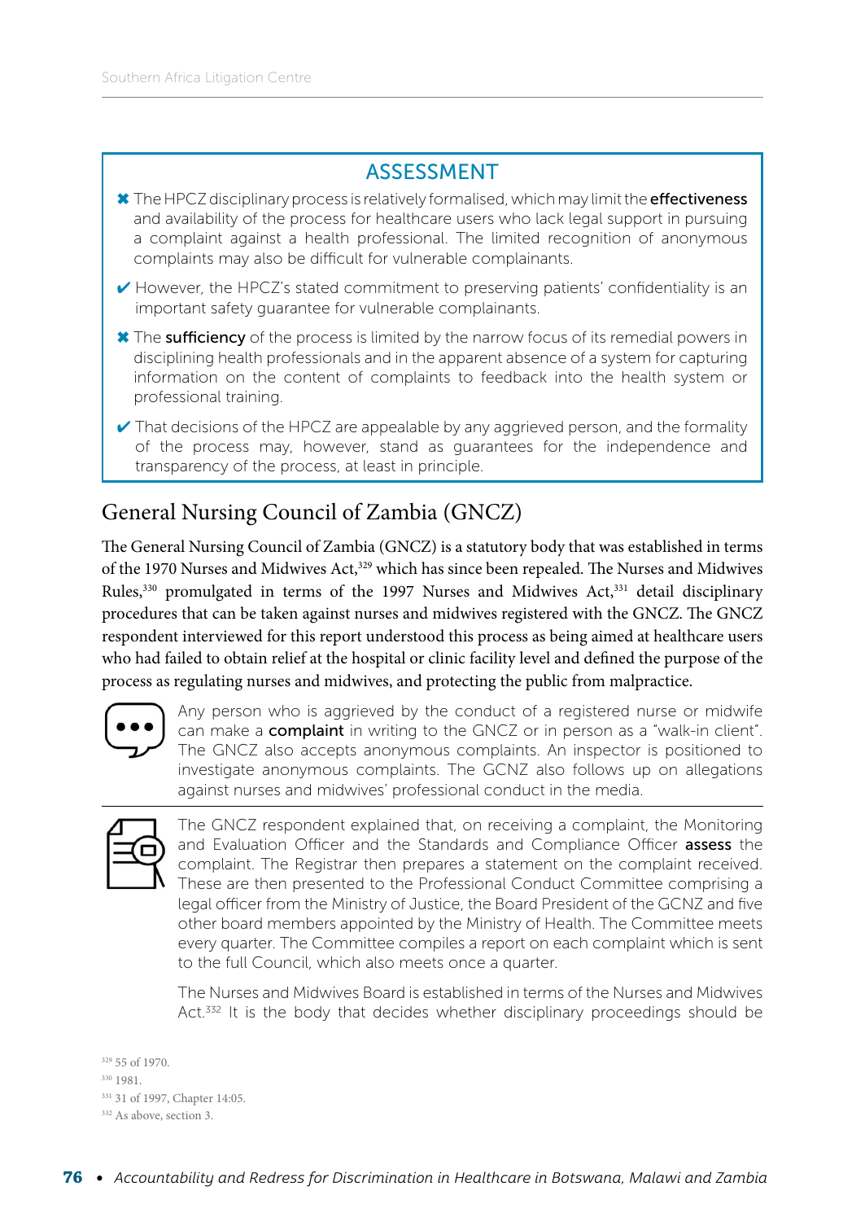## ASSESSMENT

- ✖ The HPCZ disciplinary process is relatively formalised, which may limit the **effectiveness** and availability of the process for healthcare users who lack legal support in pursuing a complaint against a health professional. The limited recognition of anonymous complaints may also be difficult for vulnerable complainants.
- ✔ However, the HPCZ's stated commitment to preserving patients' confidentiality is an important safety guarantee for vulnerable complainants.
- ✖ The **sufficiency** of the process is limited by the narrow focus of its remedial powers in disciplining health professionals and in the apparent absence of a system for capturing information on the content of complaints to feedback into the health system or professional training.
- ✔ That decisions of the HPCZ are appealable by any aggrieved person, and the formality of the process may, however, stand as guarantees for the independence and transparency of the process, at least in principle.

## General Nursing Council of Zambia (GNCZ)

The General Nursing Council of Zambia (GNCZ) is a statutory body that was established in terms of the 1970 Nurses and Midwives Act,[329] which has since been repealed. The Nurses and Midwives Rules,[330] promulgated in terms of the 1997 Nurses and Midwives Act,[331] detail disciplinary procedures that can be taken against nurses and midwives registered with the GNCZ. The GNCZ respondent interviewed for this report understood this process as being aimed at healthcare users who had failed to obtain relief at the hospital or clinic facility level and defined the purpose of the process as regulating nurses and midwives, and protecting the public from malpractice.

Any person who is aggrieved by the conduct of a registered nurse or midwife can make a **complaint** in writing to the GNCZ or in person as a "walk-in client". The GNCZ also accepts anonymous complaints. An inspector is positioned to investigate anonymous complaints. The GCNZ also follows up on allegations against nurses and midwives' professional conduct in the media.

The GNCZ respondent explained that, on receiving a complaint, the Monitoring and Evaluation Officer and the Standards and Compliance Officer **assess** the complaint. The Registrar then prepares a statement on the complaint received. These are then presented to the Professional Conduct Committee comprising a legal officer from the Ministry of Justice, the Board President of the GCNZ and five other board members appointed by the Ministry of Health. The Committee meets every quarter. The Committee compiles a report on each complaint which is sent to the full Council, which also meets once a quarter.

The Nurses and Midwives Board is established in terms of the Nurses and Midwives Act.[332] It is the body that decides whether disciplinary proceedings should be

---

[329] 55 of 1970.

[330] 1981.

[331] 31 of 1997, Chapter 14:05.

[332] As above, section 3.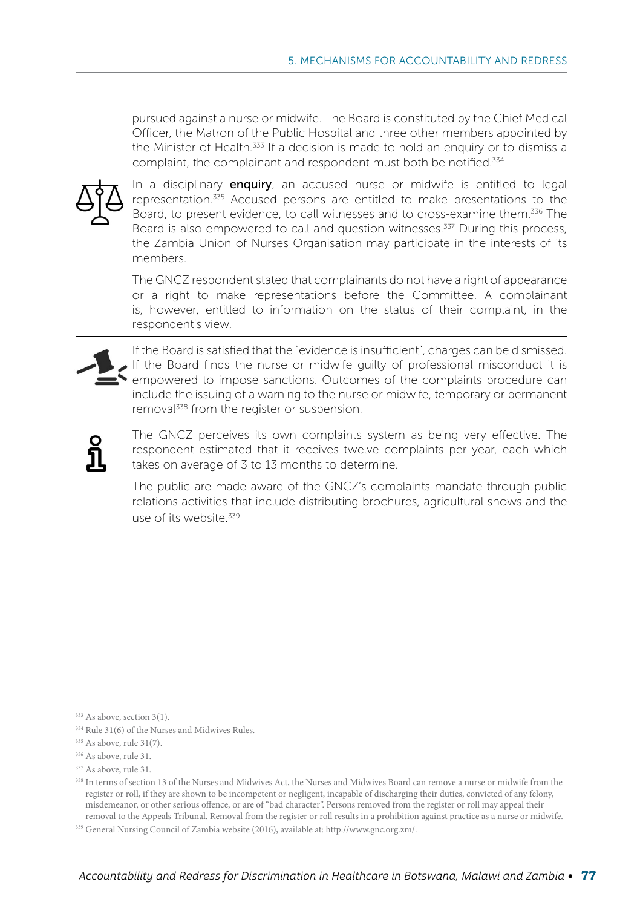pursued against a nurse or midwife. The Board is constituted by the Chief Medical Officer, the Matron of the Public Hospital and three other members appointed by the Minister of Health.[333] If a decision is made to hold an enquiry or to dismiss a complaint, the complainant and respondent must both be notified.[334]

In a disciplinary **enquiry**, an accused nurse or midwife is entitled to legal representation.[335] Accused persons are entitled to make presentations to the Board, to present evidence, to call witnesses and to cross-examine them.[336] The Board is also empowered to call and question witnesses.[337] During this process, the Zambia Union of Nurses Organisation may participate in the interests of its members.

The GNCZ respondent stated that complainants do not have a right of appearance or a right to make representations before the Committee. A complainant is, however, entitled to information on the status of their complaint, in the respondent's view.

---

If the Board is satisfied that the "evidence is insufficient", charges can be dismissed. If the Board finds the nurse or midwife guilty of professional misconduct it is empowered to impose sanctions. Outcomes of the complaints procedure can include the issuing of a warning to the nurse or midwife, temporary or permanent removal[338] from the register or suspension.

---

The GNCZ perceives its own complaints system as being very effective. The respondent estimated that it receives twelve complaints per year, each which takes on average of 3 to 13 months to determine.

The public are made aware of the GNCZ's complaints mandate through public relations activities that include distributing brochures, agricultural shows and the use of its website.[339]

---

[333] As above, section 3(1).

[334] Rule 31(6) of the Nurses and Midwives Rules.

[335] As above, rule 31(7).

[336] As above, rule 31.

[337] As above, rule 31.

[338] In terms of section 13 of the Nurses and Midwives Act, the Nurses and Midwives Board can remove a nurse or midwife from the register or roll, if they are shown to be incompetent or negligent, incapable of discharging their duties, convicted of any felony, misdemeanor, or other serious offence, or are of "bad character". Persons removed from the register or roll may appeal their removal to the Appeals Tribunal. Removal from the register or roll results in a prohibition against practice as a nurse or midwife.

[339] General Nursing Council of Zambia website (2016), available at: http://www.gnc.org.zm/.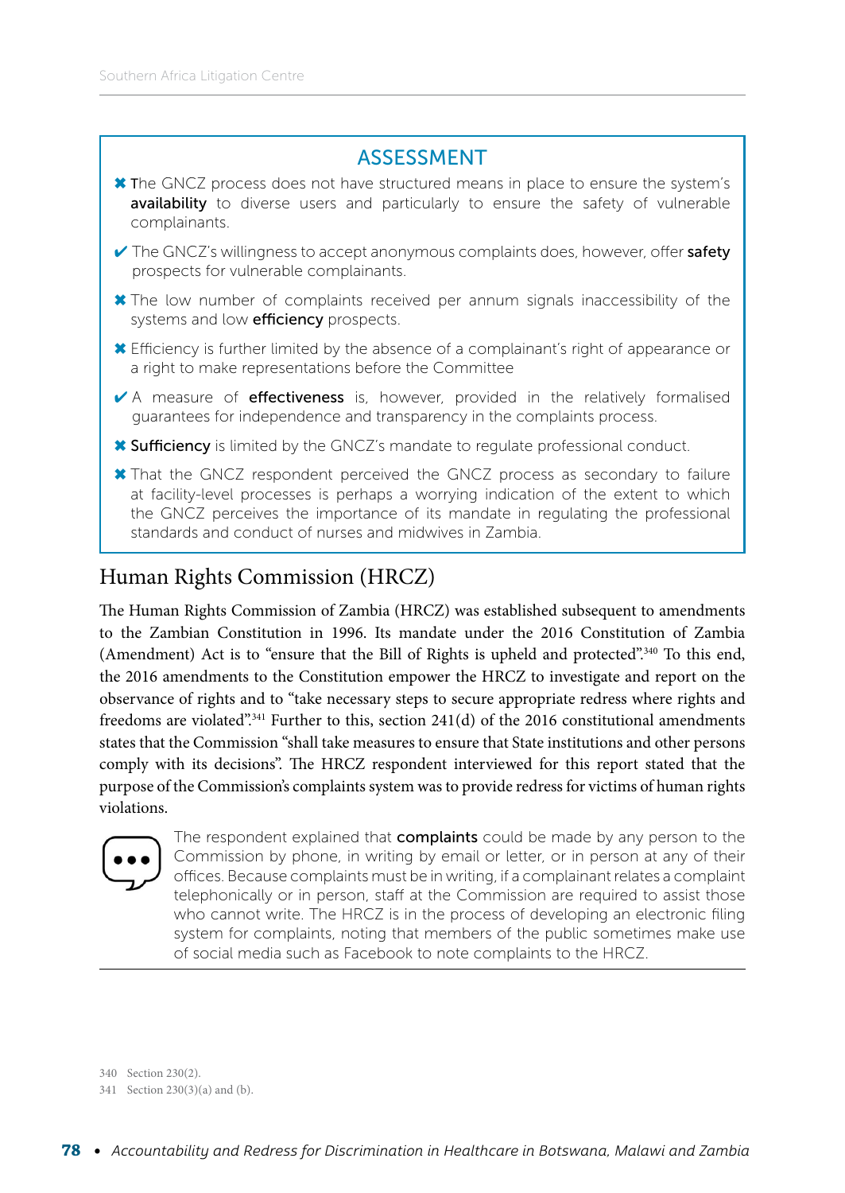## ASSESSMENT

- ✖ The GNCZ process does not have structured means in place to ensure the system's **availability** to diverse users and particularly to ensure the safety of vulnerable complainants.
- ✔ The GNCZ's willingness to accept anonymous complaints does, however, offer **safety** prospects for vulnerable complainants.
- ✖ The low number of complaints received per annum signals inaccessibility of the systems and low **efficiency** prospects.
- ✖ Efficiency is further limited by the absence of a complainant's right of appearance or a right to make representations before the Committee
- ✔ A measure of **effectiveness** is, however, provided in the relatively formalised guarantees for independence and transparency in the complaints process.
- ✖ **Sufficiency** is limited by the GNCZ's mandate to regulate professional conduct.
- ✖ That the GNCZ respondent perceived the GNCZ process as secondary to failure at facility-level processes is perhaps a worrying indication of the extent to which the GNCZ perceives the importance of its mandate in regulating the professional standards and conduct of nurses and midwives in Zambia.

## Human Rights Commission (HRCZ)

The Human Rights Commission of Zambia (HRCZ) was established subsequent to amendments to the Zambian Constitution in 1996. Its mandate under the 2016 Constitution of Zambia (Amendment) Act is to "ensure that the Bill of Rights is upheld and protected".[340] To this end, the 2016 amendments to the Constitution empower the HRCZ to investigate and report on the observance of rights and to "take necessary steps to secure appropriate redress where rights and freedoms are violated".[341] Further to this, section 241(d) of the 2016 constitutional amendments states that the Commission "shall take measures to ensure that State institutions and other persons comply with its decisions". The HRCZ respondent interviewed for this report stated that the purpose of the Commission's complaints system was to provide redress for victims of human rights violations.

The respondent explained that **complaints** could be made by any person to the Commission by phone, in writing by email or letter, or in person at any of their offices. Because complaints must be in writing, if a complainant relates a complaint telephonically or in person, staff at the Commission are required to assist those who cannot write. The HRCZ is in the process of developing an electronic filing system for complaints, noting that members of the public sometimes make use of social media such as Facebook to note complaints to the HRCZ.

---

340 Section 230(2).

341 Section 230(3)(a) and (b).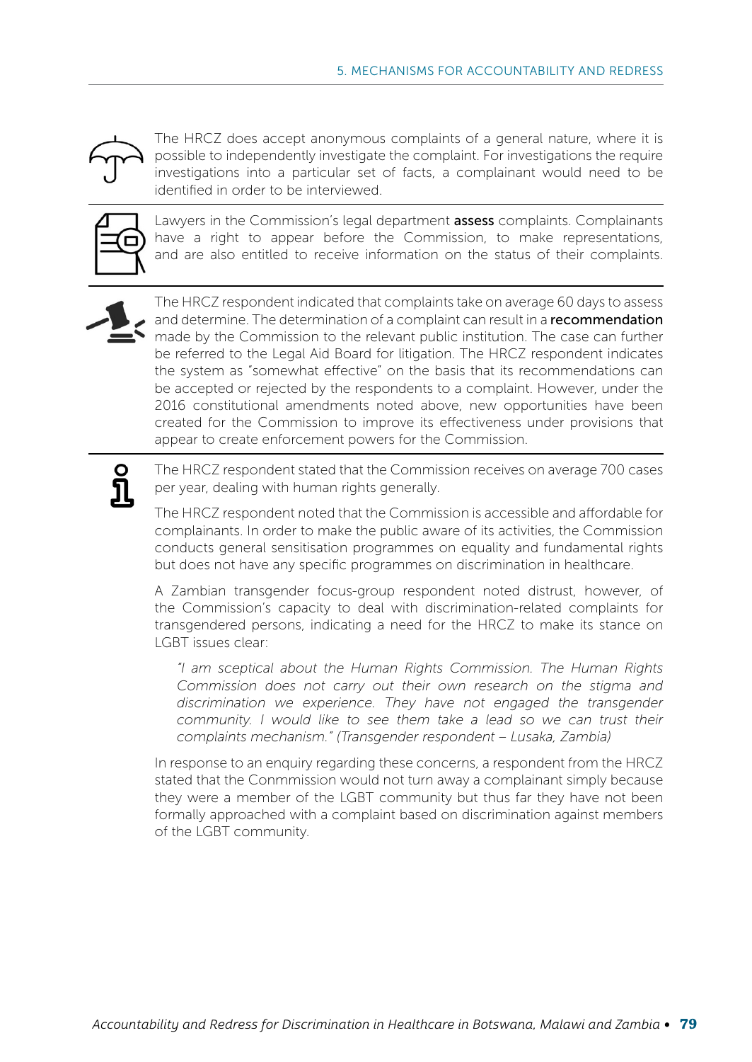The HRCZ does accept anonymous complaints of a general nature, where it is possible to independently investigate the complaint. For investigations the require investigations into a particular set of facts, a complainant would need to be identified in order to be interviewed.

Lawyers in the Commission's legal department **assess** complaints. Complainants have a right to appear before the Commission, to make representations, and are also entitled to receive information on the status of their complaints.

The HRCZ respondent indicated that complaints take on average 60 days to assess and determine. The determination of a complaint can result in a **recommendation** made by the Commission to the relevant public institution. The case can further be referred to the Legal Aid Board for litigation. The HRCZ respondent indicates the system as "somewhat effective" on the basis that its recommendations can be accepted or rejected by the respondents to a complaint. However, under the 2016 constitutional amendments noted above, new opportunities have been created for the Commission to improve its effectiveness under provisions that appear to create enforcement powers for the Commission.

The HRCZ respondent stated that the Commission receives on average 700 cases per year, dealing with human rights generally.

The HRCZ respondent noted that the Commission is accessible and affordable for complainants. In order to make the public aware of its activities, the Commission conducts general sensitisation programmes on equality and fundamental rights but does not have any specific programmes on discrimination in healthcare.

A Zambian transgender focus-group respondent noted distrust, however, of the Commission's capacity to deal with discrimination-related complaints for transgendered persons, indicating a need for the HRCZ to make its stance on LGBT issues clear:

> *"I am sceptical about the Human Rights Commission. The Human Rights Commission does not carry out their own research on the stigma and discrimination we experience. They have not engaged the transgender community. I would like to see them take a lead so we can trust their complaints mechanism." (Transgender respondent – Lusaka, Zambia)*

In response to an enquiry regarding these concerns, a respondent from the HRCZ stated that the Conmmission would not turn away a complainant simply because they were a member of the LGBT community but thus far they have not been formally approached with a complaint based on discrimination against members of the LGBT community.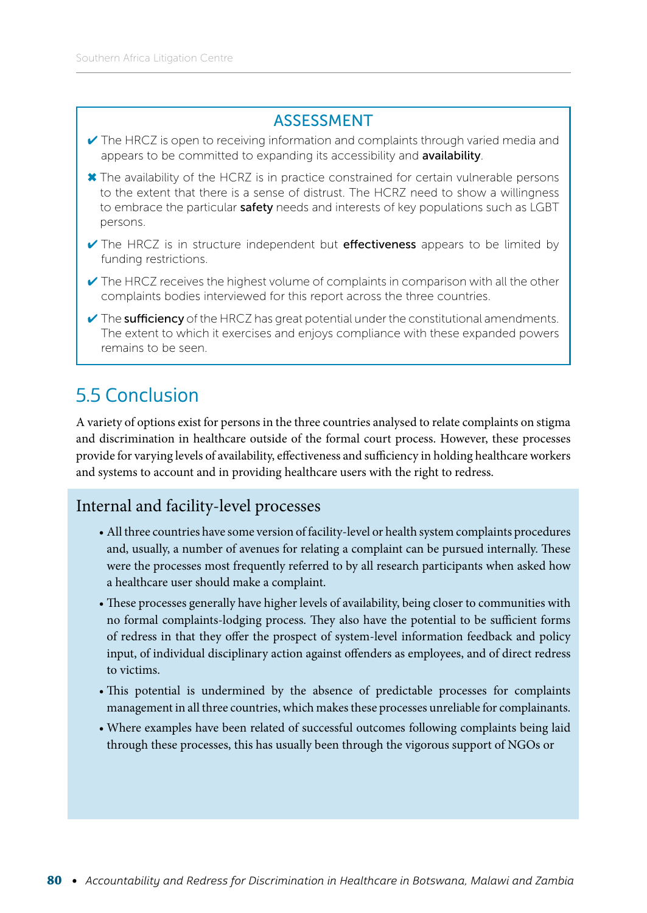### ASSESSMENT

- ✔ The HRCZ is open to receiving information and complaints through varied media and appears to be committed to expanding its accessibility and **availability**.
- ✖ The availability of the HCRZ is in practice constrained for certain vulnerable persons to the extent that there is a sense of distrust. The HCRZ need to show a willingness to embrace the particular **safety** needs and interests of key populations such as LGBT persons.
- ✔ The HRCZ is in structure independent but **effectiveness** appears to be limited by funding restrictions.
- ✔ The HRCZ receives the highest volume of complaints in comparison with all the other complaints bodies interviewed for this report across the three countries.
- ✔ The **sufficiency** of the HRCZ has great potential under the constitutional amendments. The extent to which it exercises and enjoys compliance with these expanded powers remains to be seen.

## 5.5 Conclusion

A variety of options exist for persons in the three countries analysed to relate complaints on stigma and discrimination in healthcare outside of the formal court process. However, these processes provide for varying levels of availability, effectiveness and sufficiency in holding healthcare workers and systems to account and in providing healthcare users with the right to redress.

### Internal and facility-level processes

- All three countries have some version of facility-level or health system complaints procedures and, usually, a number of avenues for relating a complaint can be pursued internally. These were the processes most frequently referred to by all research participants when asked how a healthcare user should make a complaint.
- These processes generally have higher levels of availability, being closer to communities with no formal complaints-lodging process. They also have the potential to be sufficient forms of redress in that they offer the prospect of system-level information feedback and policy input, of individual disciplinary action against offenders as employees, and of direct redress to victims.
- This potential is undermined by the absence of predictable processes for complaints management in all three countries, which makes these processes unreliable for complainants.
- Where examples have been related of successful outcomes following complaints being laid through these processes, this has usually been through the vigorous support of NGOs or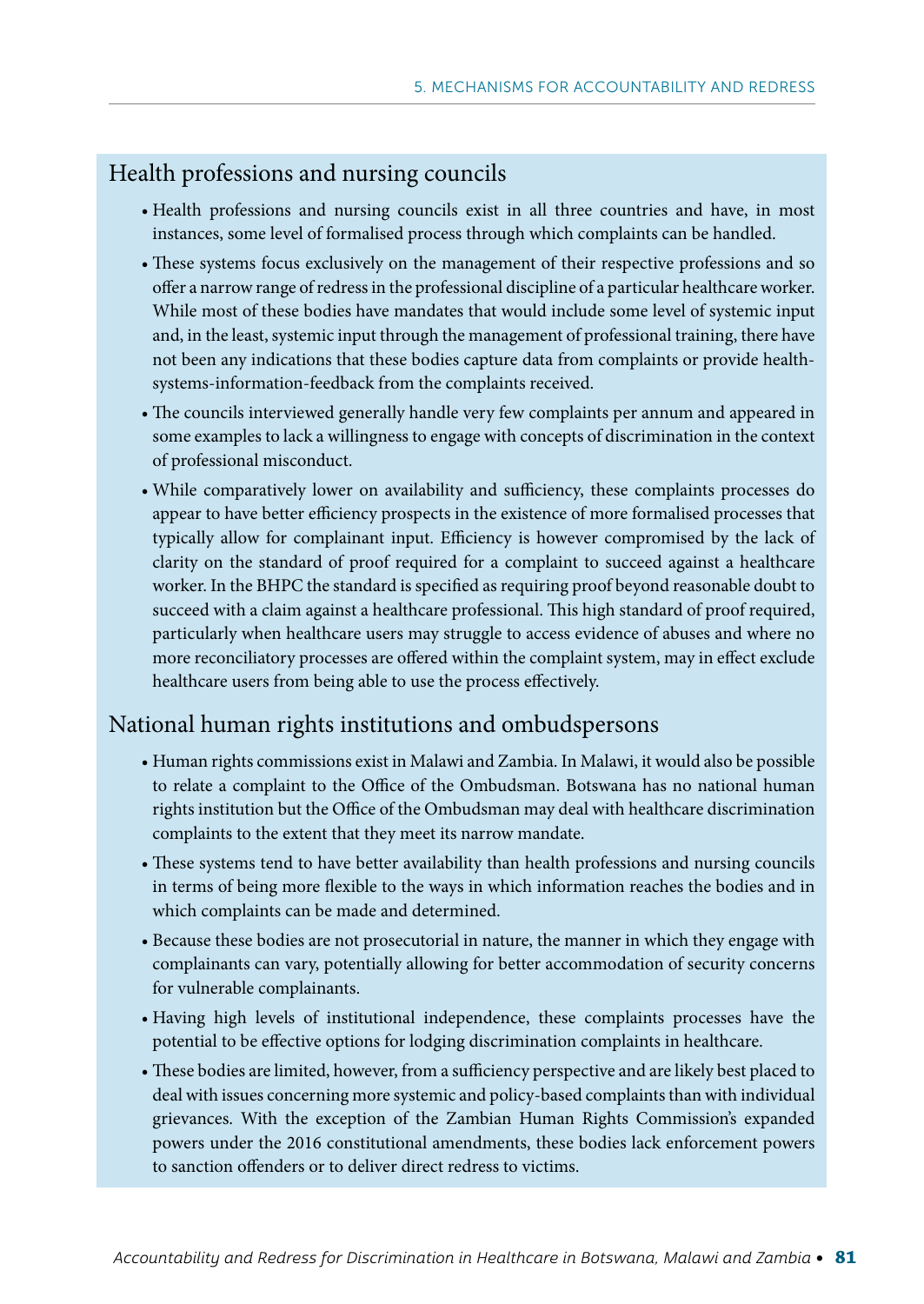## Health professions and nursing councils

- Health professions and nursing councils exist in all three countries and have, in most instances, some level of formalised process through which complaints can be handled.
- These systems focus exclusively on the management of their respective professions and so offer a narrow range of redress in the professional discipline of a particular healthcare worker. While most of these bodies have mandates that would include some level of systemic input and, in the least, systemic input through the management of professional training, there have not been any indications that these bodies capture data from complaints or provide health-systems-information-feedback from the complaints received.
- The councils interviewed generally handle very few complaints per annum and appeared in some examples to lack a willingness to engage with concepts of discrimination in the context of professional misconduct.
- While comparatively lower on availability and sufficiency, these complaints processes do appear to have better efficiency prospects in the existence of more formalised processes that typically allow for complainant input. Efficiency is however compromised by the lack of clarity on the standard of proof required for a complaint to succeed against a healthcare worker. In the BHPC the standard is specified as requiring proof beyond reasonable doubt to succeed with a claim against a healthcare professional. This high standard of proof required, particularly when healthcare users may struggle to access evidence of abuses and where no more reconciliatory processes are offered within the complaint system, may in effect exclude healthcare users from being able to use the process effectively.

## National human rights institutions and ombudspersons

- Human rights commissions exist in Malawi and Zambia. In Malawi, it would also be possible to relate a complaint to the Office of the Ombudsman. Botswana has no national human rights institution but the Office of the Ombudsman may deal with healthcare discrimination complaints to the extent that they meet its narrow mandate.
- These systems tend to have better availability than health professions and nursing councils in terms of being more flexible to the ways in which information reaches the bodies and in which complaints can be made and determined.
- Because these bodies are not prosecutorial in nature, the manner in which they engage with complainants can vary, potentially allowing for better accommodation of security concerns for vulnerable complainants.
- Having high levels of institutional independence, these complaints processes have the potential to be effective options for lodging discrimination complaints in healthcare.
- These bodies are limited, however, from a sufficiency perspective and are likely best placed to deal with issues concerning more systemic and policy-based complaints than with individual grievances. With the exception of the Zambian Human Rights Commission's expanded powers under the 2016 constitutional amendments, these bodies lack enforcement powers to sanction offenders or to deliver direct redress to victims.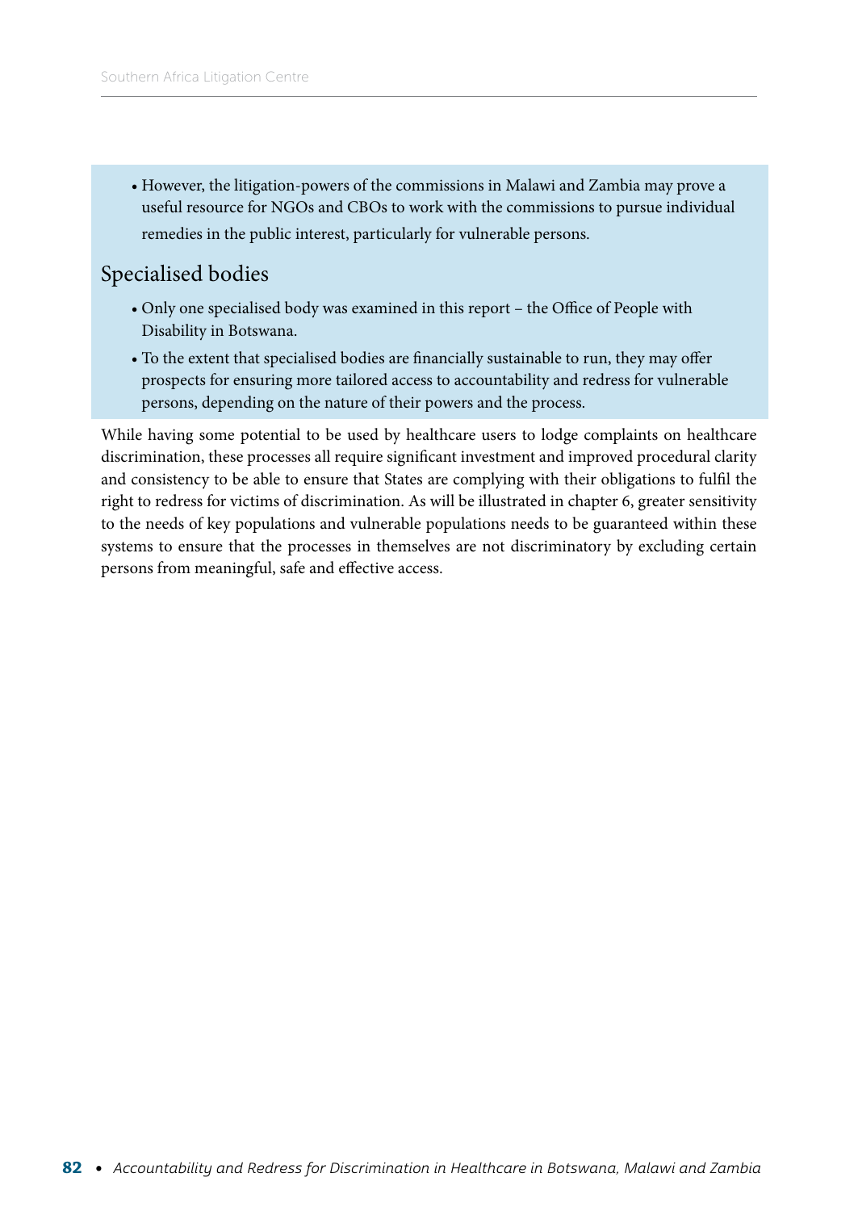- However, the litigation-powers of the commissions in Malawi and Zambia may prove a useful resource for NGOs and CBOs to work with the commissions to pursue individual remedies in the public interest, particularly for vulnerable persons.

## Specialised bodies

- Only one specialised body was examined in this report – the Office of People with Disability in Botswana.
- To the extent that specialised bodies are financially sustainable to run, they may offer prospects for ensuring more tailored access to accountability and redress for vulnerable persons, depending on the nature of their powers and the process.

While having some potential to be used by healthcare users to lodge complaints on healthcare discrimination, these processes all require significant investment and improved procedural clarity and consistency to be able to ensure that States are complying with their obligations to fulfil the right to redress for victims of discrimination. As will be illustrated in chapter 6, greater sensitivity to the needs of key populations and vulnerable populations needs to be guaranteed within these systems to ensure that the processes in themselves are not discriminatory by excluding certain persons from meaningful, safe and effective access.